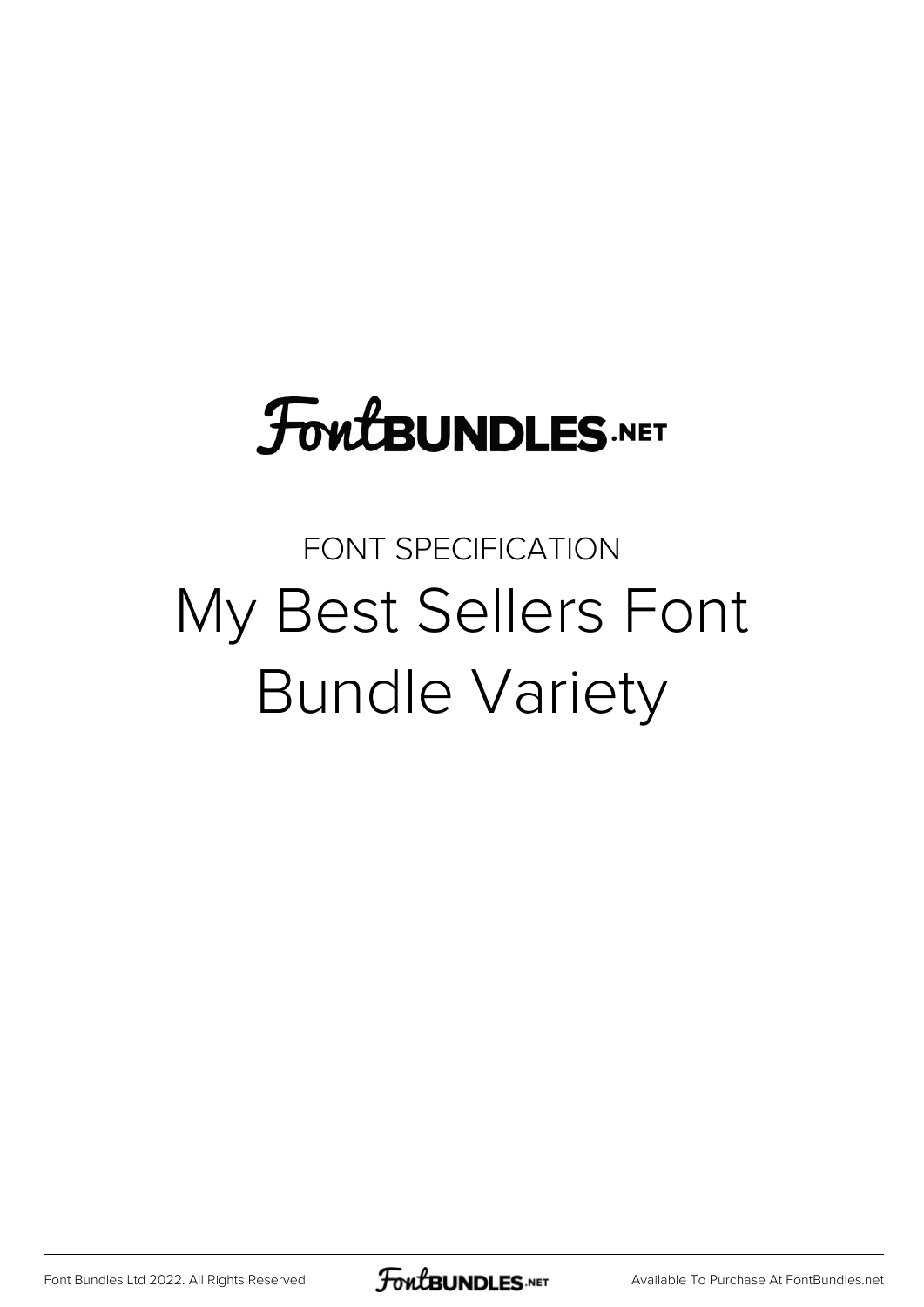FontBUNDLES.NET

FONT SPECIFICATION

# My Best Sellers Font Bundle Variety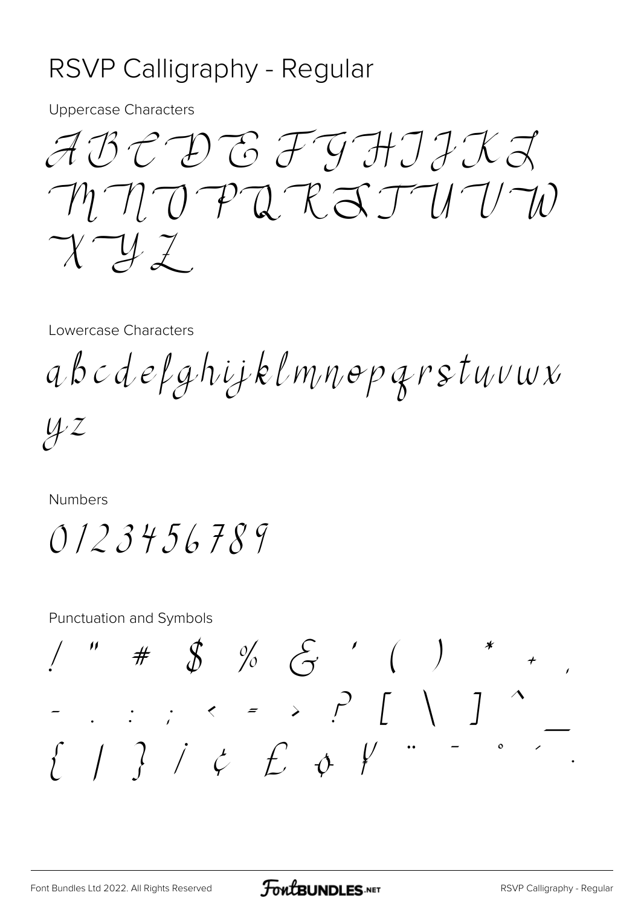# RSVP Calligraphy - Regular

Uppercase Characters

A B C D E F G H I J K L
M N O P Q R S T U V W
X Y Z

Lowercase Characters

a b c d e f g h i j k l m n o p q r s t u v w x
y z

Numbers

0 1 2 3 4 5 6 7 8 9

Punctuation and Symbols

! " # $ % & ' ( ) * + ,
- . / : ; < = > ? [ \ ] ^ _
{ | } ¡ ¢ £ ¤ ¥ ¨ ¯ ° ´ ·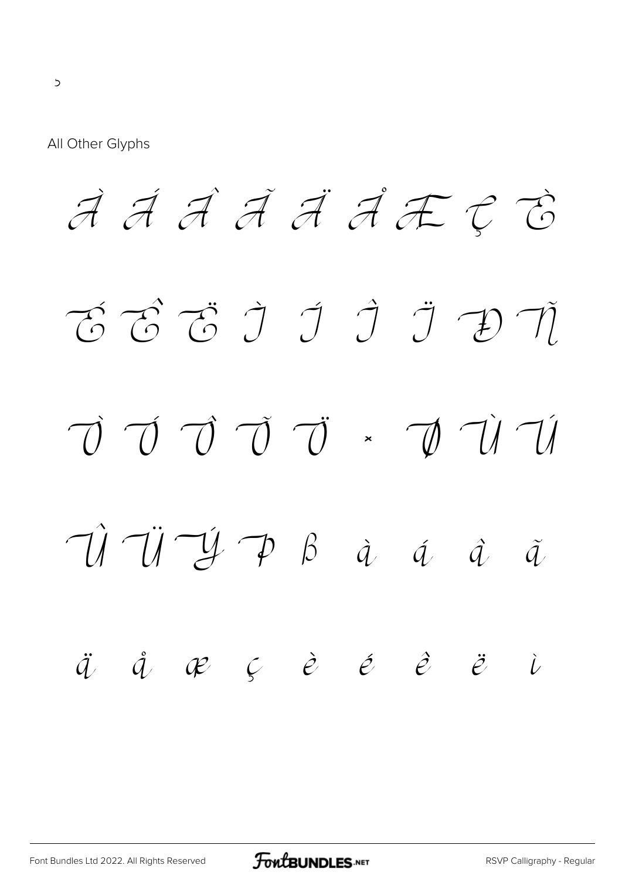˓

All Other Glyphs

À Á Â Ã Ä Å Æ Ç È

É Ê Ë Ì Í Î Ï Ð Ñ

Ò Ó Ô Õ Ö × Ø Ù Ú

Û Ü Ý Þ ß à á â ã

ä å æ ç è é ê ë ì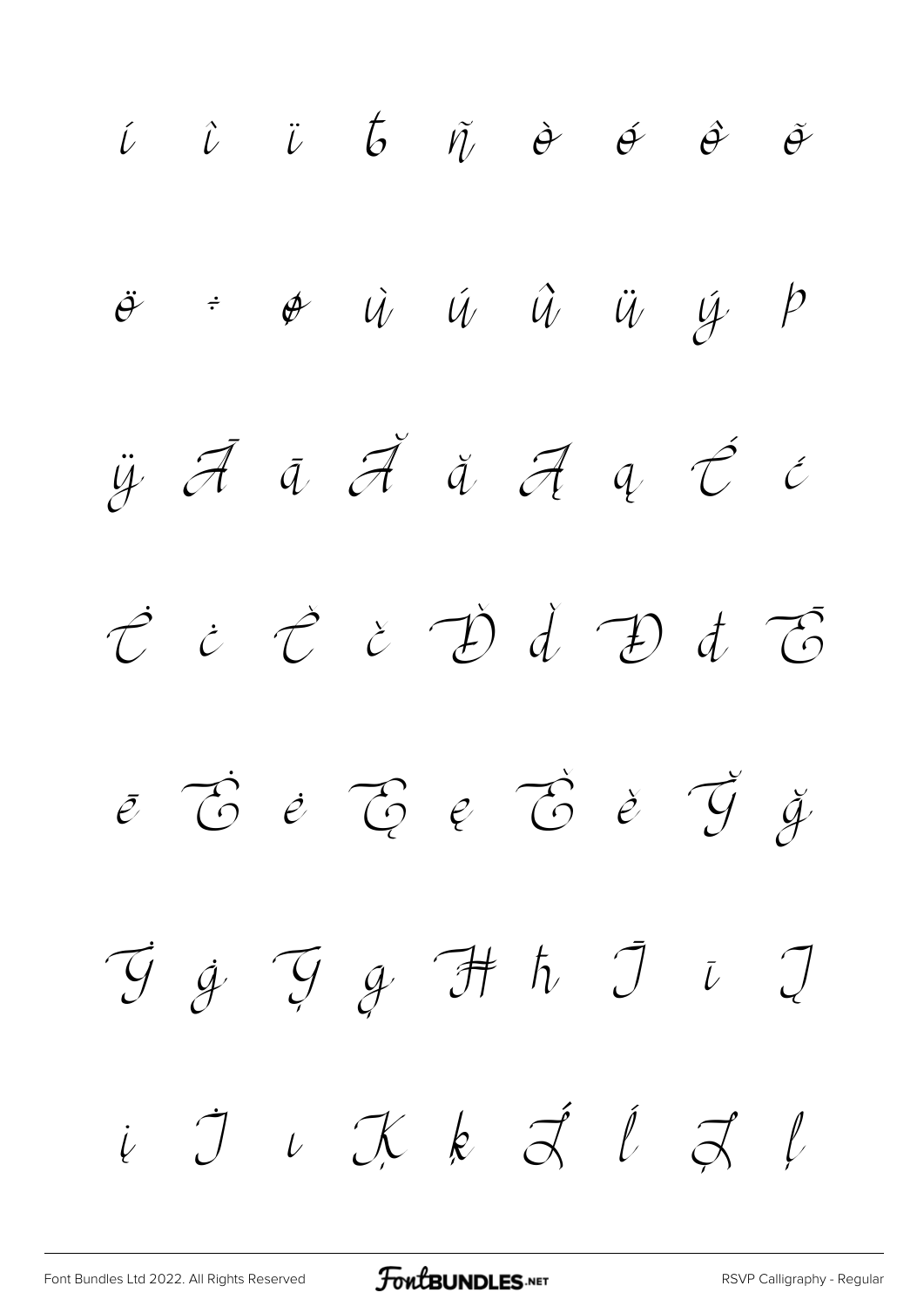í ì ï ð ñ ò ó ô õ

ö ÷ ø ù ú û ü ý þ

ÿ Ā ā Ă ă Ą ą Ć ć

Ċ ċ Č č Ď ď Đ đ Ē

ē Ė ė Ę ę Ě ě Ğ ğ

Ġ ġ Ģ ģ Ħ ħ Ī ī Į

į İ ı Ķ ķ Ĺ ĺ Ļ ļ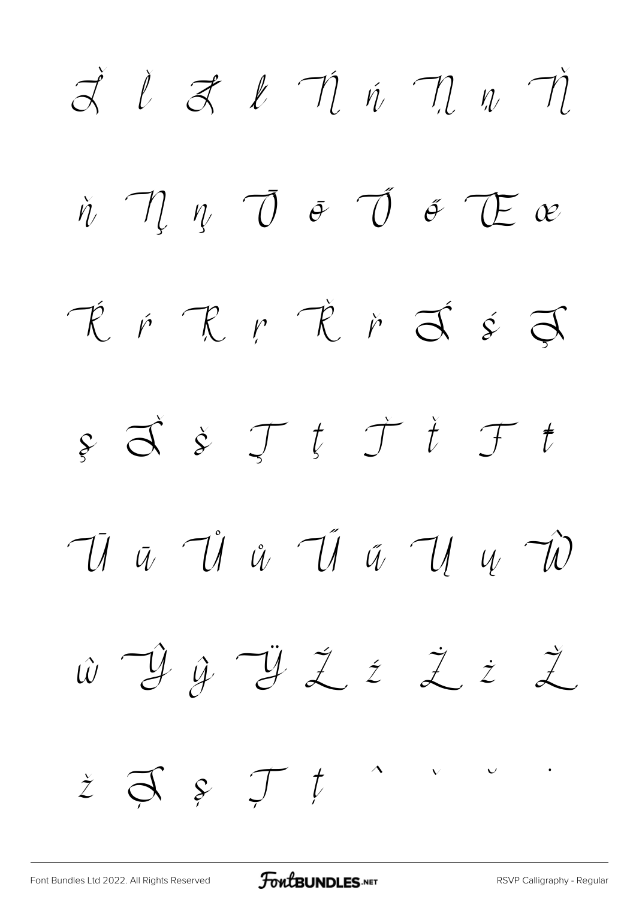Ľ ľ Ł ł Ń ń Ņ ņ Ň

ň Ŋ ŋ Ō ō Ő ő Œ œ

Ŕ ŕ Ŗ ŗ Ř ř Ś ś Ş

ş Š š Ţ ţ Ť ť Ŧ ŧ

Ū ū Ů ů Ű ű Ų ų Ŵ

ŵ Ŷ ŷ Ÿ Ź ź Ż ż Ž

ž Ș ș Ț ț ˆ ˇ ˘ ˙

Font Bundles Ltd 2022. All Rights Reserved

RSVP Calligraphy - Regular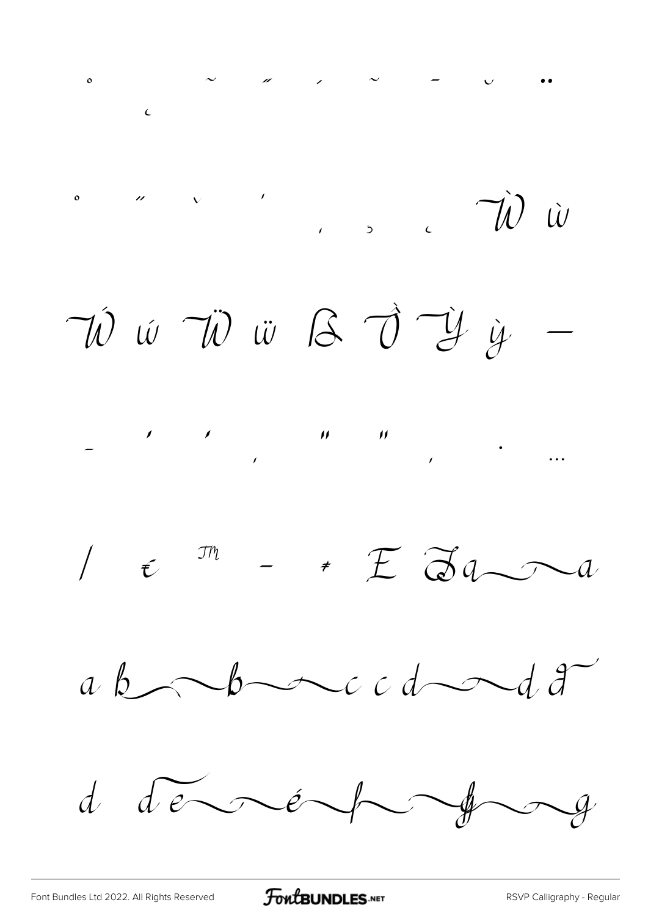˚ ¸ ˜ ˝ ˏ ˜ ˉ ˘ ¨

˚ ˝ ˇ ˊ ˏ ˓ ˛ Ẁ ẁ

Ẃ ẃ Ẅ ẅ ẞ Ỏ Ỳ ỳ –

– ' ' ‚ " " „ · …

/ € ™ − ≠ E ə a a

a b b c c d d d

d d e é f f g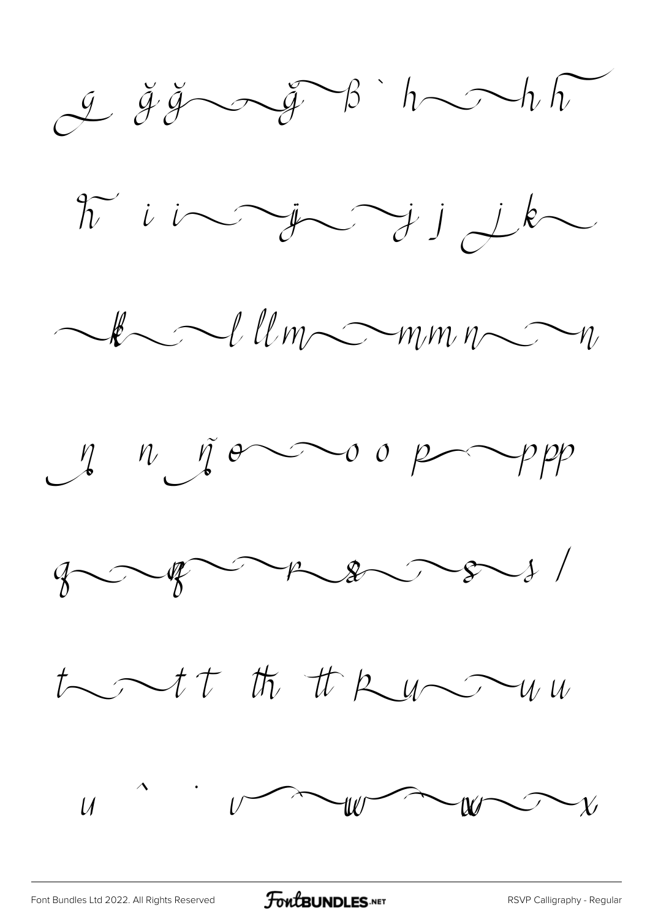g ğ ğ ğ ß ` h h h ħ

ħ i i j j j j j k

k l ll m m m n n

ŋ n ñ o o o p p p p

q q r s s s /

t t t th tt þ u u u

u ` · v w w w x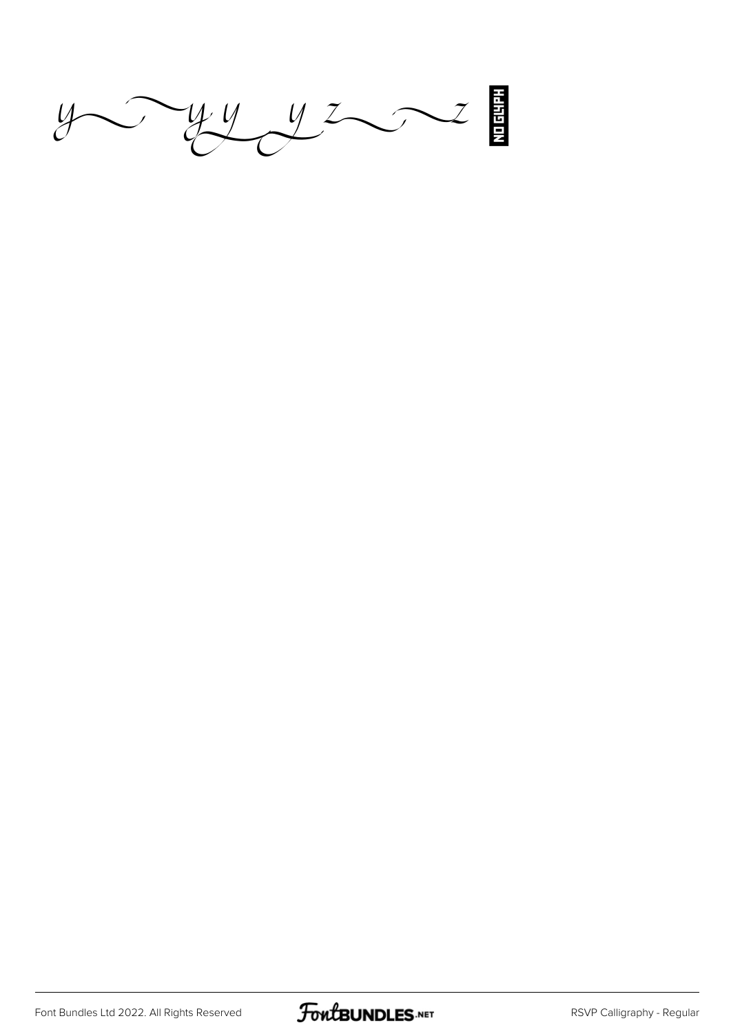y y y y y z z NO GLYPH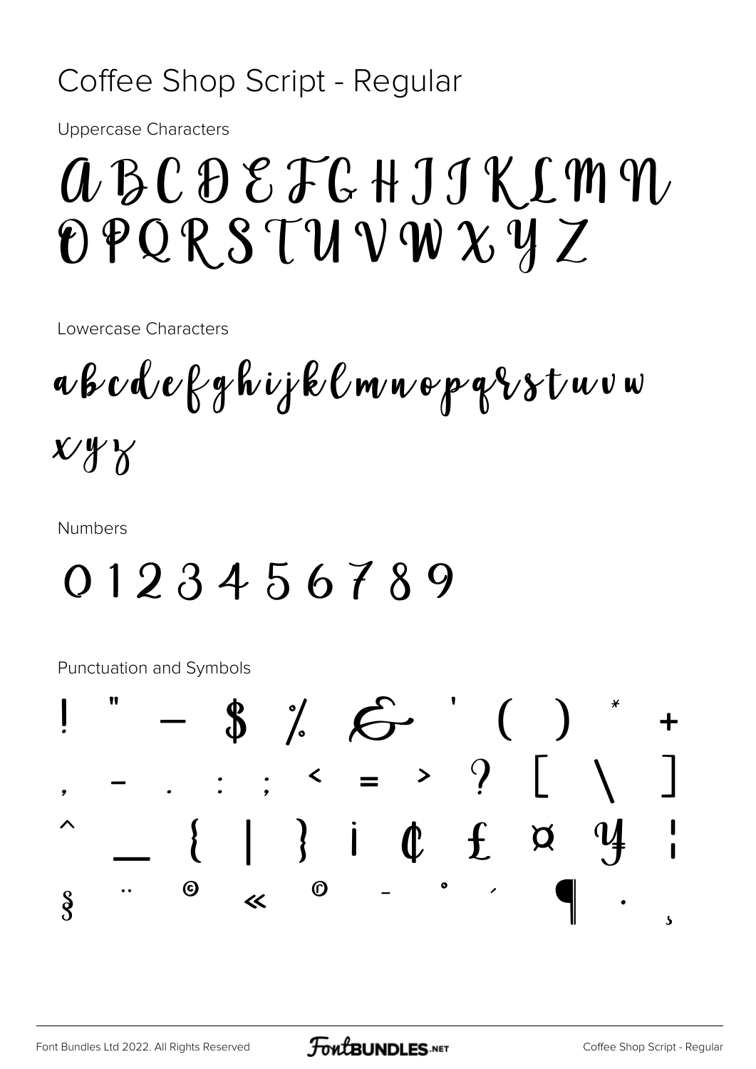# Coffee Shop Script - Regular

Uppercase Characters

A B C D E F G H I J K L M N
O P Q R S T U V W X Y Z

Lowercase Characters

a b c d e f g h i j k l m n o p q r s t u v w
x y z

Numbers

0 1 2 3 4 5 6 7 8 9

Punctuation and Symbols

! " – $ % & ' ( ) * +
, - . : ; < = > ? [ \ ]
^ _ { | } ¡ ¢ £ ¤ ¥ ¦
§ ¨ © « ® ¯ ° ´ ¶ · ¸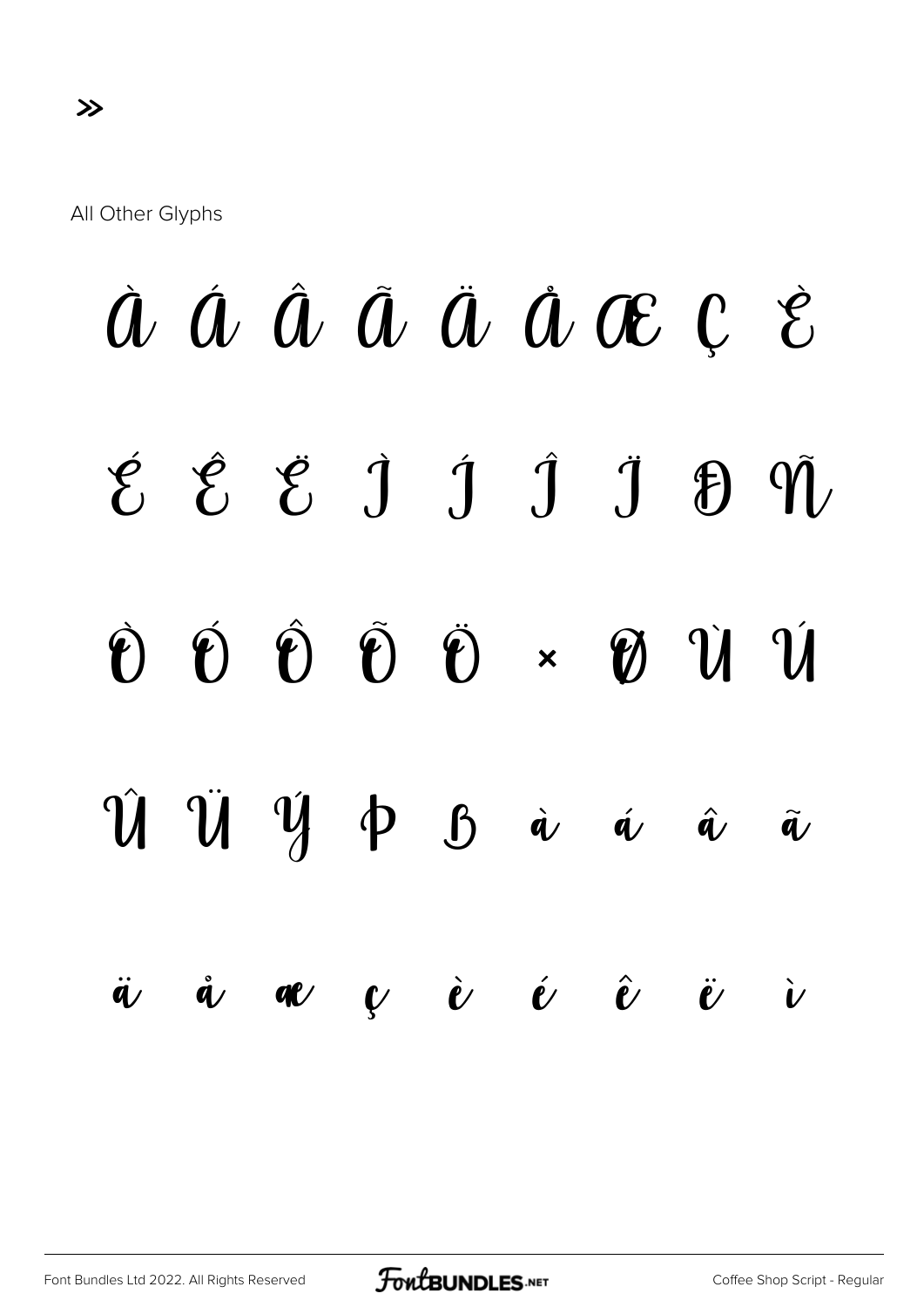»

All Other Glyphs

À Á Â Ã Ä Å Æ Ç È

É Ê Ë Ì Í Î Ï Ð Ñ

Ò Ó Ô Õ Ö × Ø Ù Ú

Û Ü Ý Þ ß à á â ã

ä å æ ç è é ê ë ì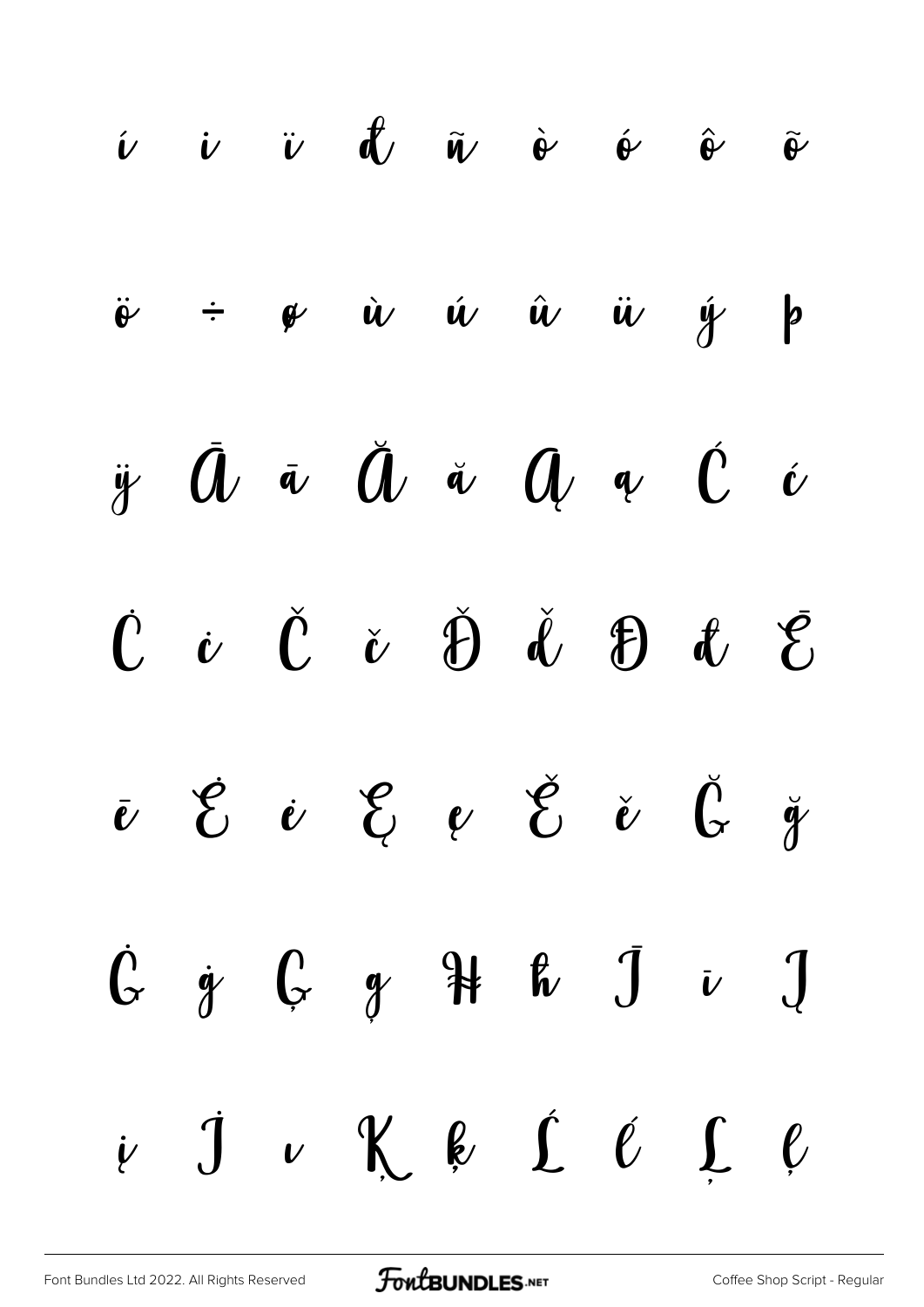í î ï ð ñ ò ó ô õ

ö ÷ ø ù ú û ü ý þ

ÿ Ā ā Ă ă Ą ą Ć ć

Ċ ċ Č č Ď ď Đ đ Ē

ē Ė ė Ę ę Ě ě Ğ ğ

Ġ ġ Ģ ģ Ħ ħ Ī ī Į

į İ ı Ķ ķ Ĺ ĺ Ļ ļ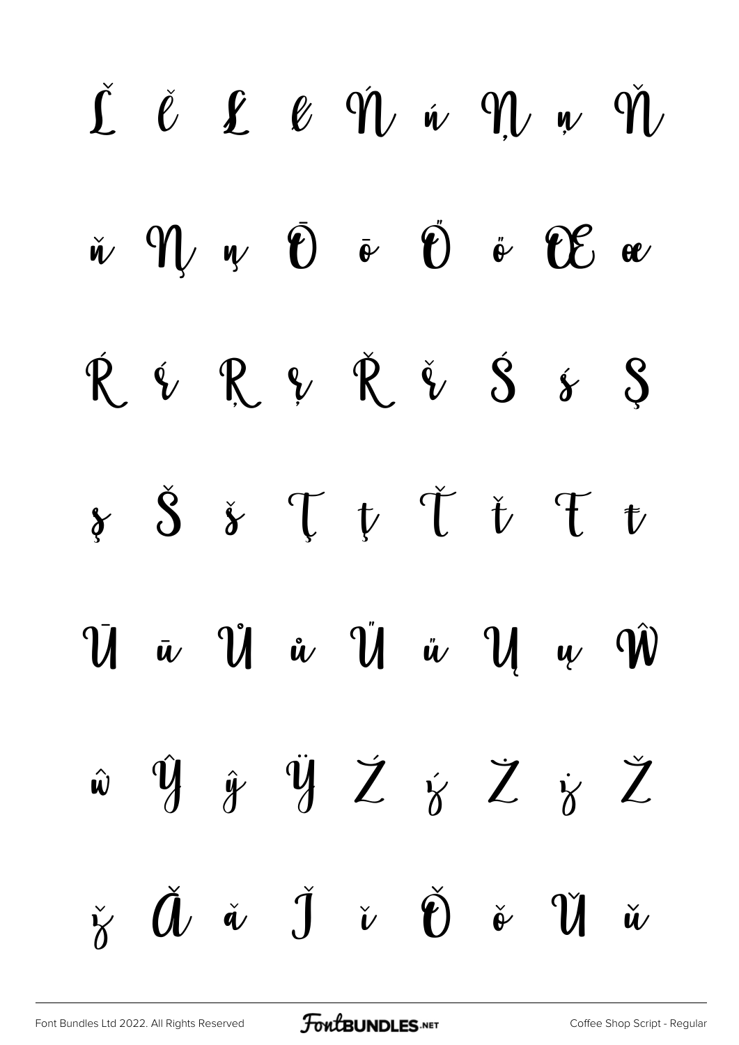Ĺ ĺ Ł ł Ń ń Ņ ņ Ň

ň Ŋ ŋ Ō ō Ő ő Œ œ

Ŕ ŕ Ŗ ŗ Ř ř Ś ś Ş

ş Š š Ţ ţ Ť ť Ŧ ŧ

Ū ū Ů ů Ű ű Ų ų Ŵ

ŵ Ŷ ŷ Ÿ Ź ź Ż ż Ž

ž Ǎ ǎ Ǐ ǐ Ǒ ǒ Ǔ ǔ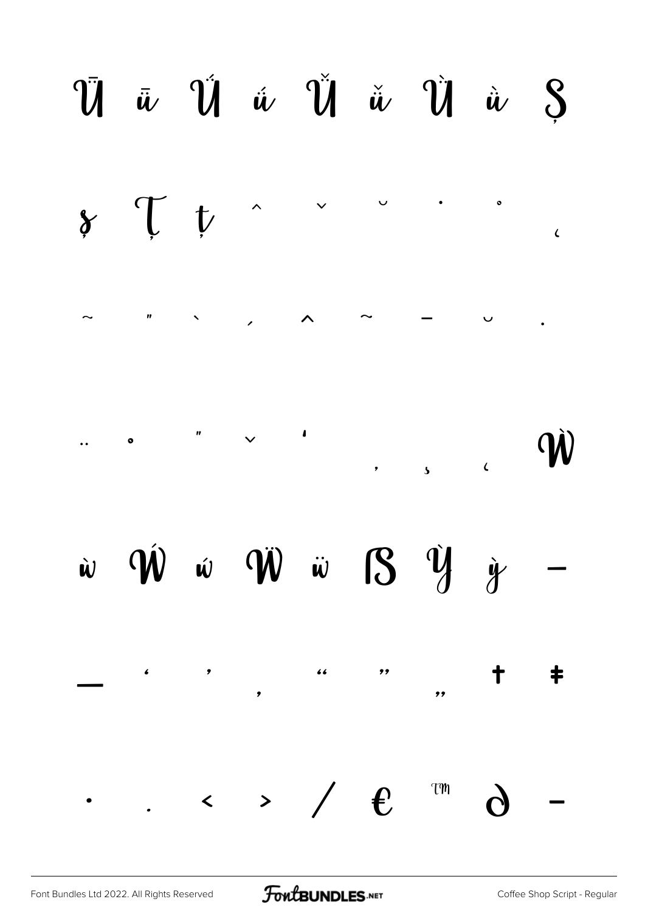Ǖ ǖ Ǘ ǘ Ǚ ǚ Ǜ ǜ Ș

ș Ț ț ˆ ˇ ˘ ˙ ˚ ˛

˜ ˝ ̀ ́ ̂ ̃ ̄ ̆ ̇

̈ ̊ ̋ ̌ ̒ ̦ ̧ ̨ Ẁ

ẁ Ẃ ẃ Ẅ ẅ ẞ Ỳ ỳ –

— ‘ ’ ‚ “ ” „ † ‡

• . ‹ › ⁄ € ™ ∂ −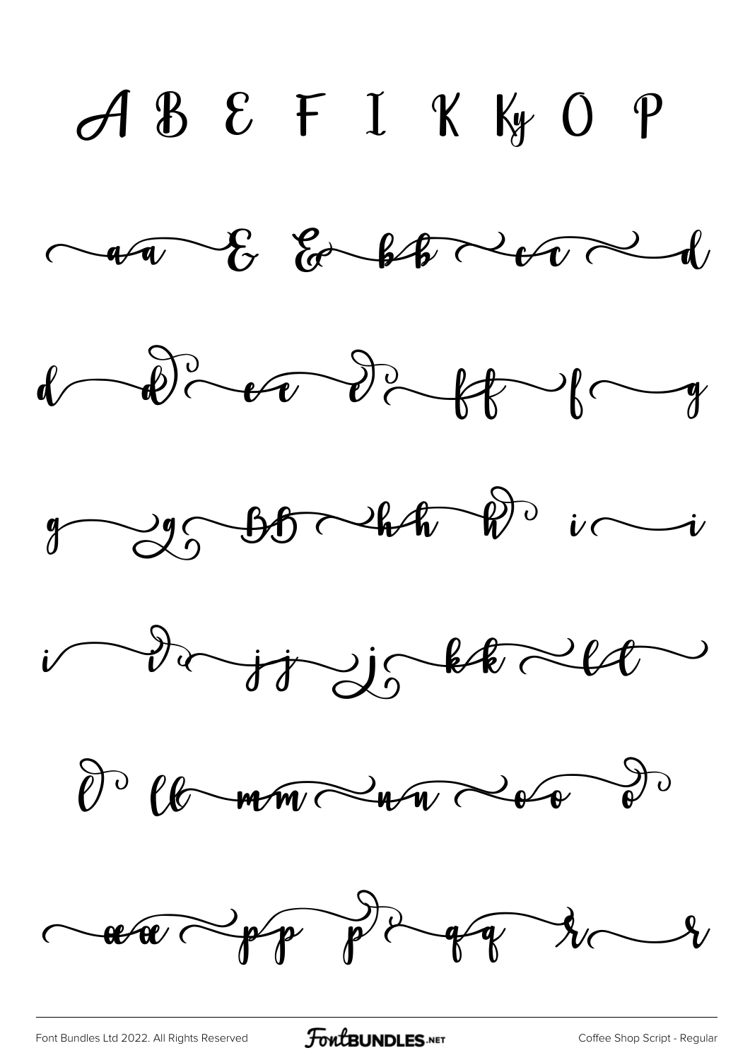A B E F I K Ky O P

aa E E bb cc d

d d e e ff f g

g g BB hh h i i

i i jj j kk ll

l ll mm nn oo o

œœ pp p qq r r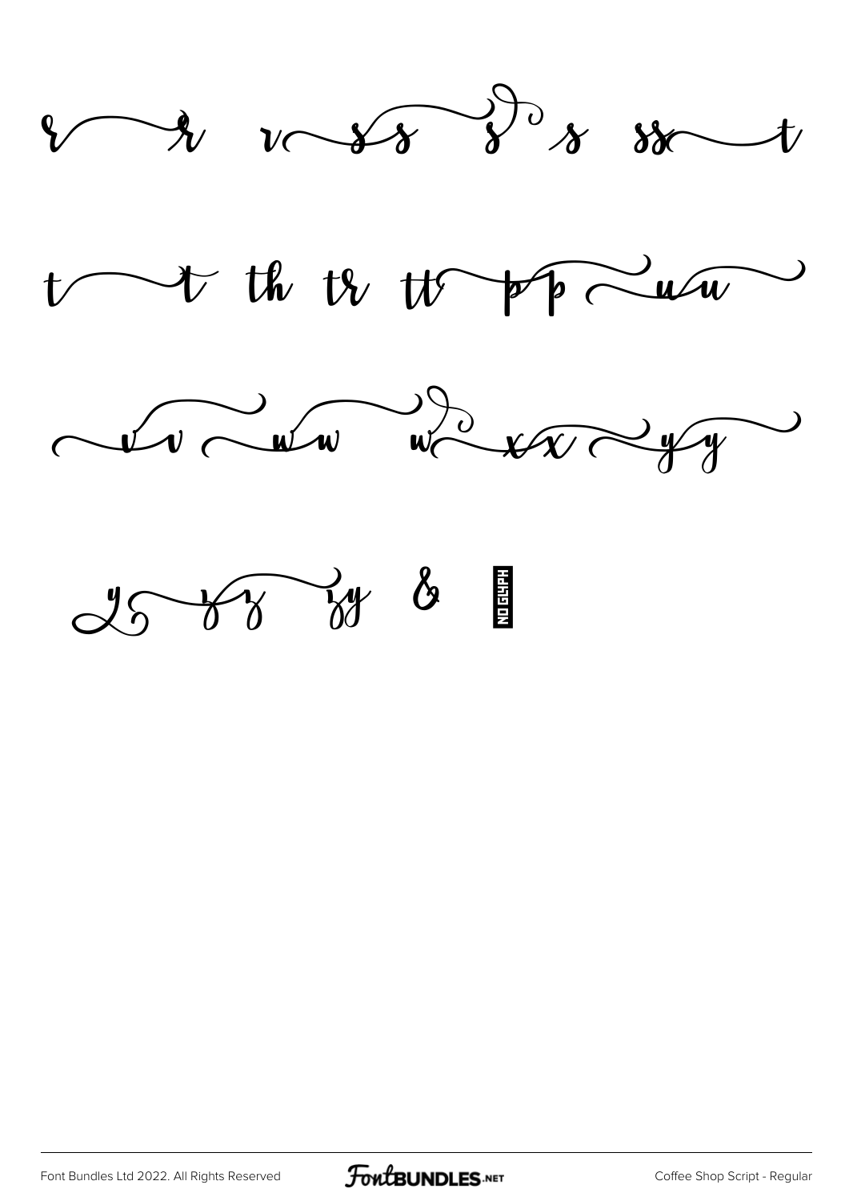r r rs s s s ss t

t t th tr tt pp u u

v v w w w x x y y

y z z z zy &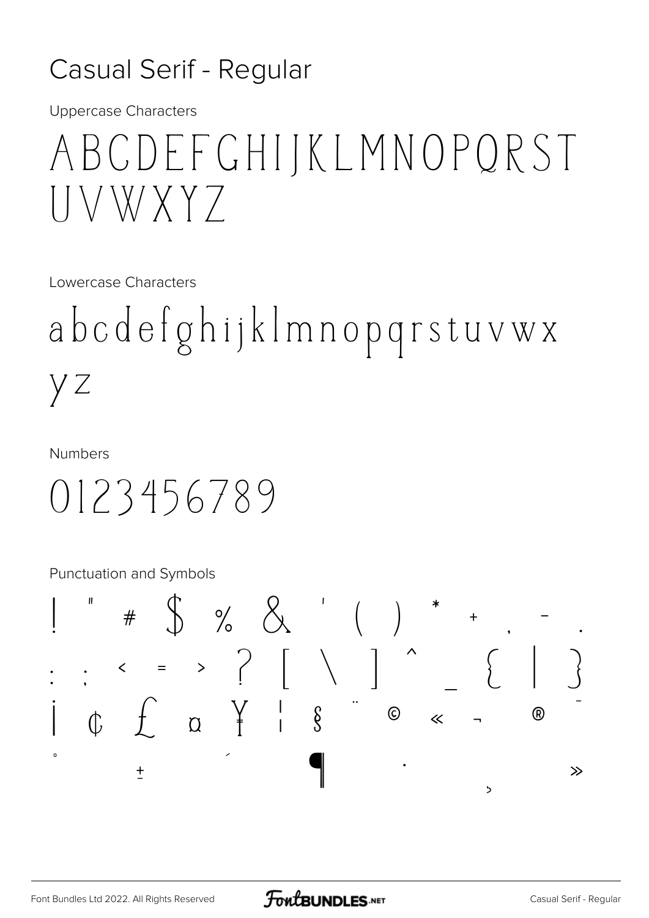# Casual Serif - Regular

Uppercase Characters

ABCDEFGHIJKLMNOPQRST
UVWXYZ

Lowercase Characters

abcdefghijklmnopqrstuvwx
yz

Numbers

0123456789

Punctuation and Symbols

! " # $ % & ' ( ) * + , - .
: ; < = > ? [ \ ] ^ _ { | }
¡ ¢ £ ¤ ¥ ¦ § ¨ © « ¬ ® ¯
° ± ´ ¶ · ¸ »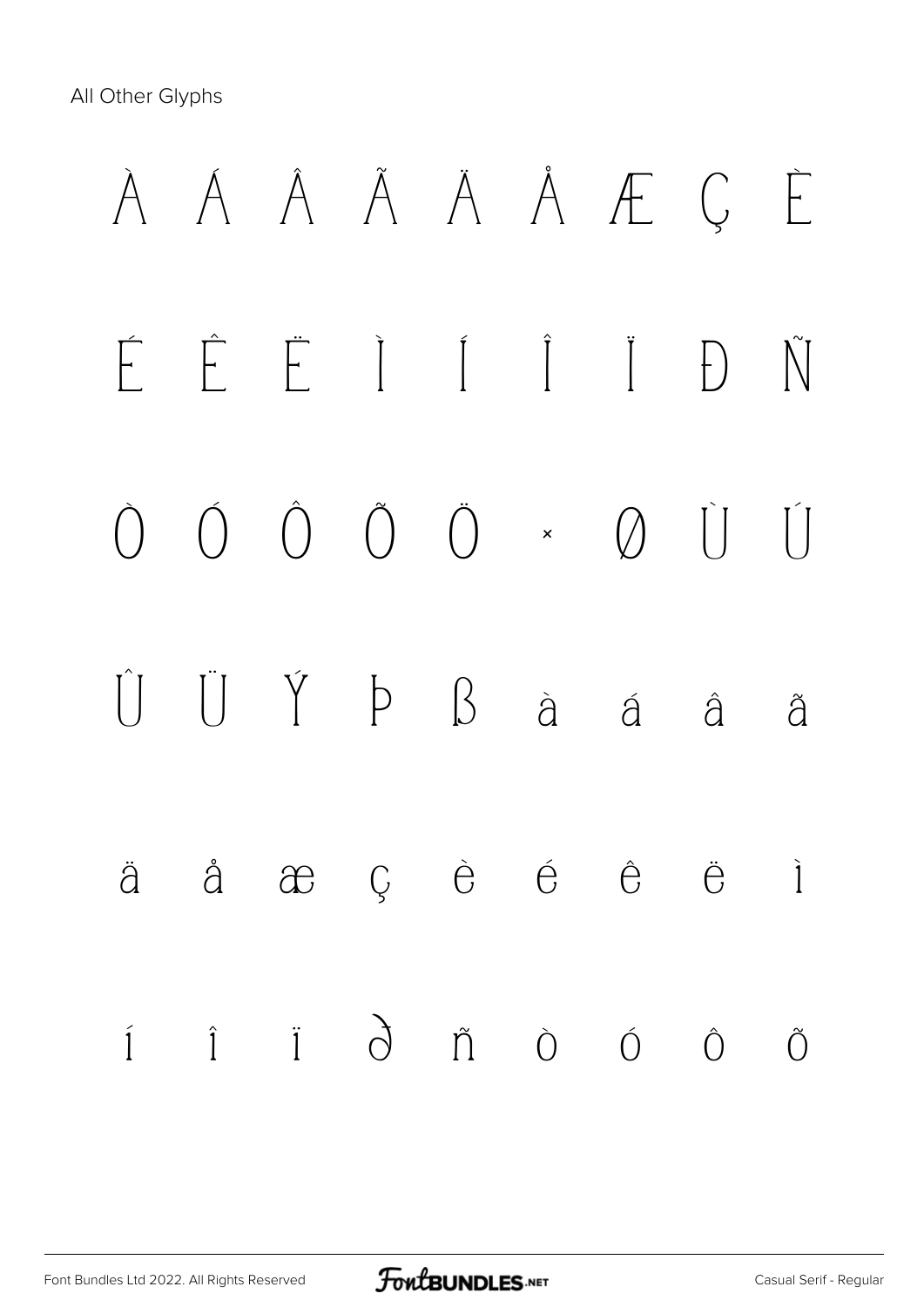All Other Glyphs

À Á Â Ã Ä Å Æ Ç È

É Ê Ë Ì Í Î Ï Ð Ñ

Ò Ó Ô Õ Ö × Ø Ù Ú

Û Ü Ý Þ ß à á â ã

ä å æ ç è é ê ë ì

í î ï ð ñ ò ó ô õ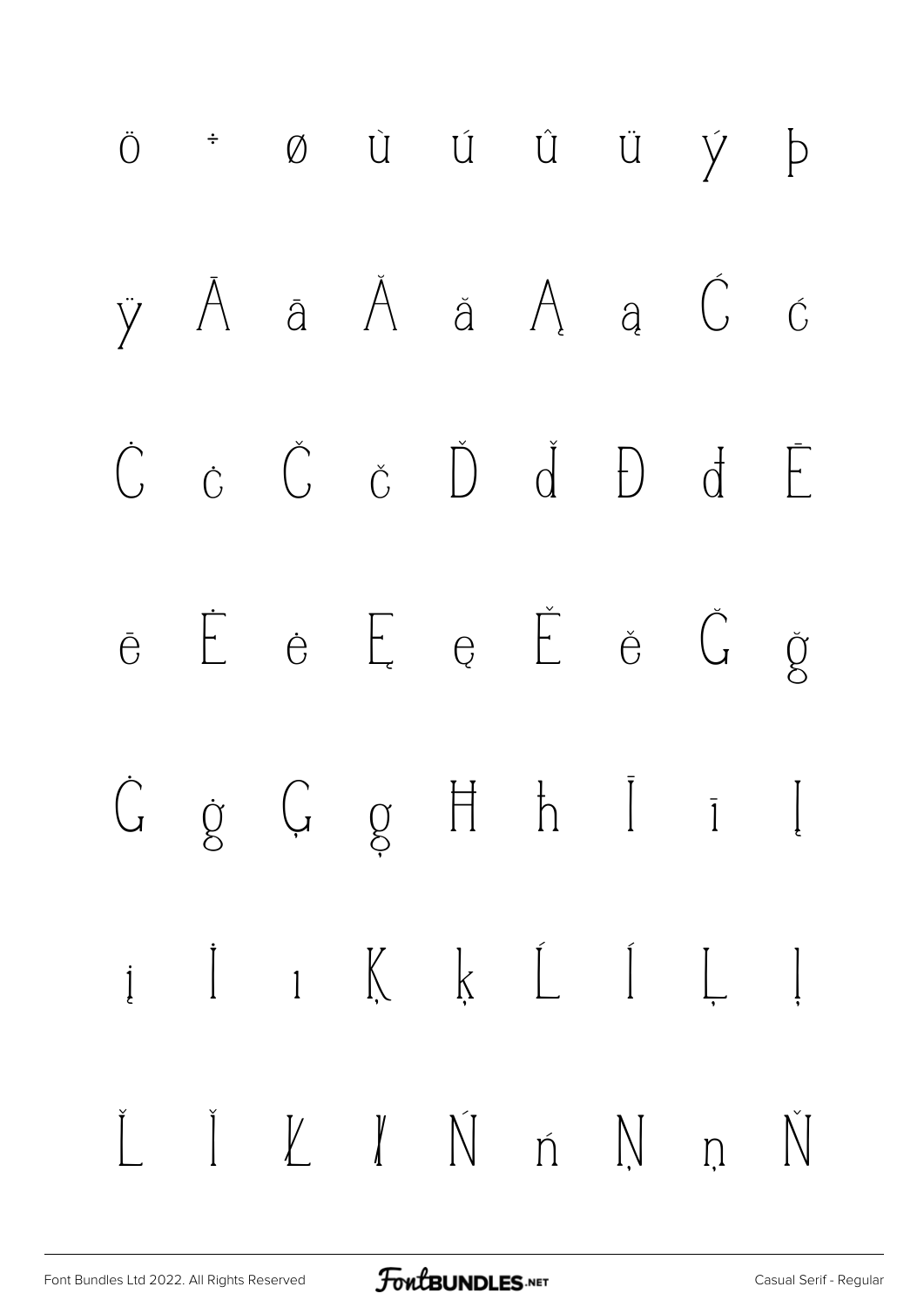ö ÷ ø ù ú û ü ý þ

ÿ Ā ā Ă ă Ą ą Ć ć

Ċ ċ Č č Ď ď Đ đ Ē

ē Ė ė Ę ę Ě ě Ğ ğ

Ġ ġ Ģ ģ Ħ ħ Ī ī Į

į İ ı Ķ ķ Ĺ ĺ Ļ ļ

Ľ ľ Ł ł Ń ń Ņ ņ Ň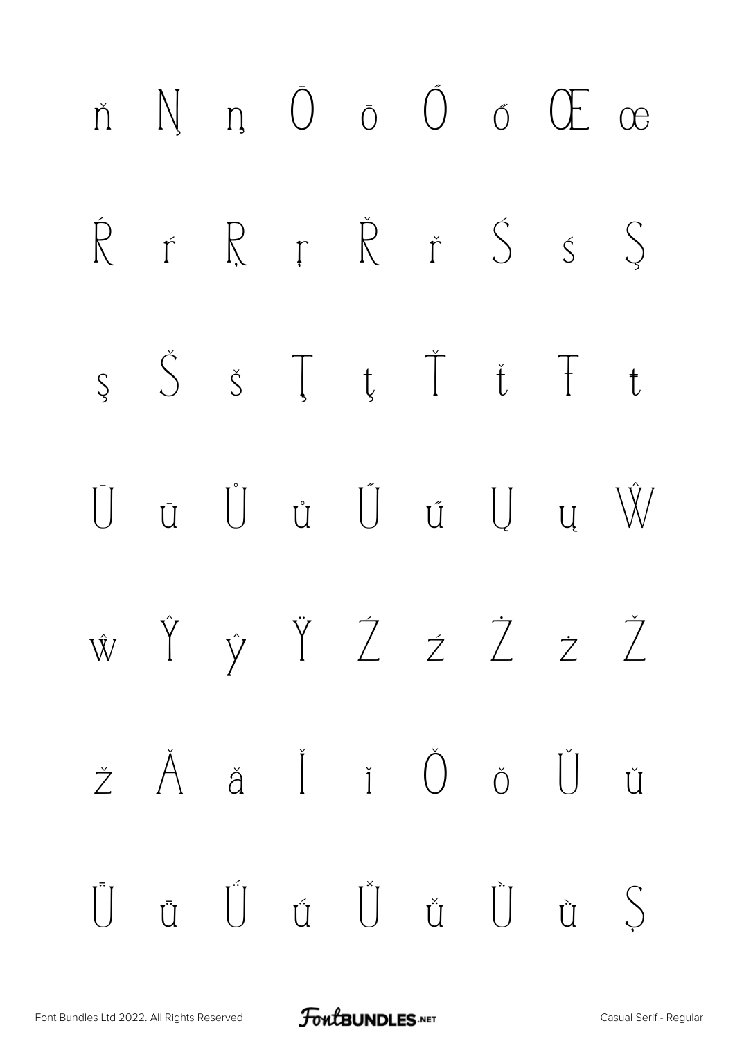ň Ņ ņ Ō ō Ő ő Œ œ

Ŕ ŕ Ŗ ŗ Ř ř Ś ś Ş

ş Š š Ţ ţ Ť ť Ŧ ŧ

Ū ū Ů ů Ű ű Ų ų Ŵ

ŵ Ŷ ŷ Ÿ Ź ź Ż ż Ž

ž Ǎ ǎ Ǐ ǐ Ǒ ǒ Ǔ ǔ

Ǖ ǖ Ǘ ǘ Ǚ ǚ Ǜ ǜ Ș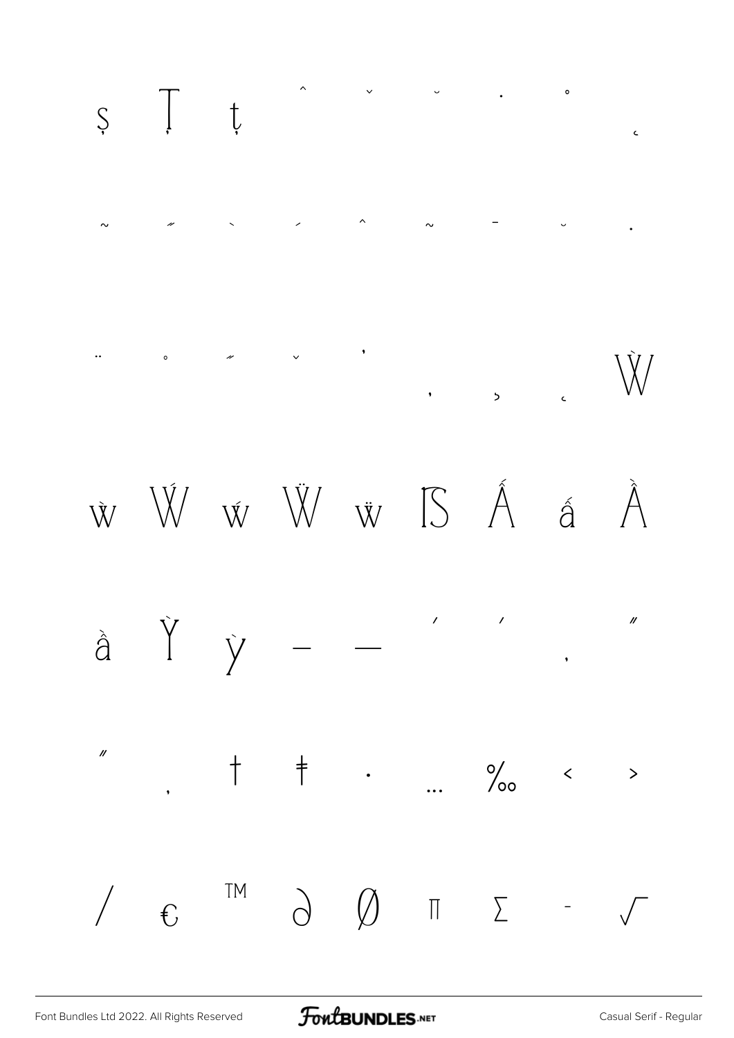Ș Ț ț ˆ ˇ ˘ ˙ ˚ ˛

˜ ˝ ˋ ˊ ˆ ˜ ˉ ˘ ˙

¨ ˚ ˝ ˇ ̓ ̦ ̧ ̨ Ẁ

ẁ Ẃ ẃ Ẅ ẅ ẞ Ấ ấ Ầ

ầ Ỳ ỳ – — ‘ ’ ‚ “

” „ † ‡ • … ‰ ‹ ›

⁄ € ™ ∂ ∅ ∏ ∑ − √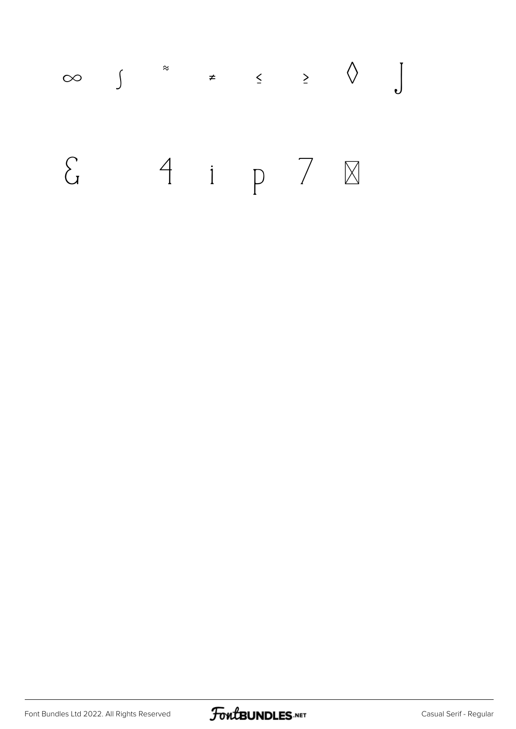∞ ∫ ≈ ≠ ≤ ≥ ◊ ⌡

Ꮛ 4 i p 7 ⊠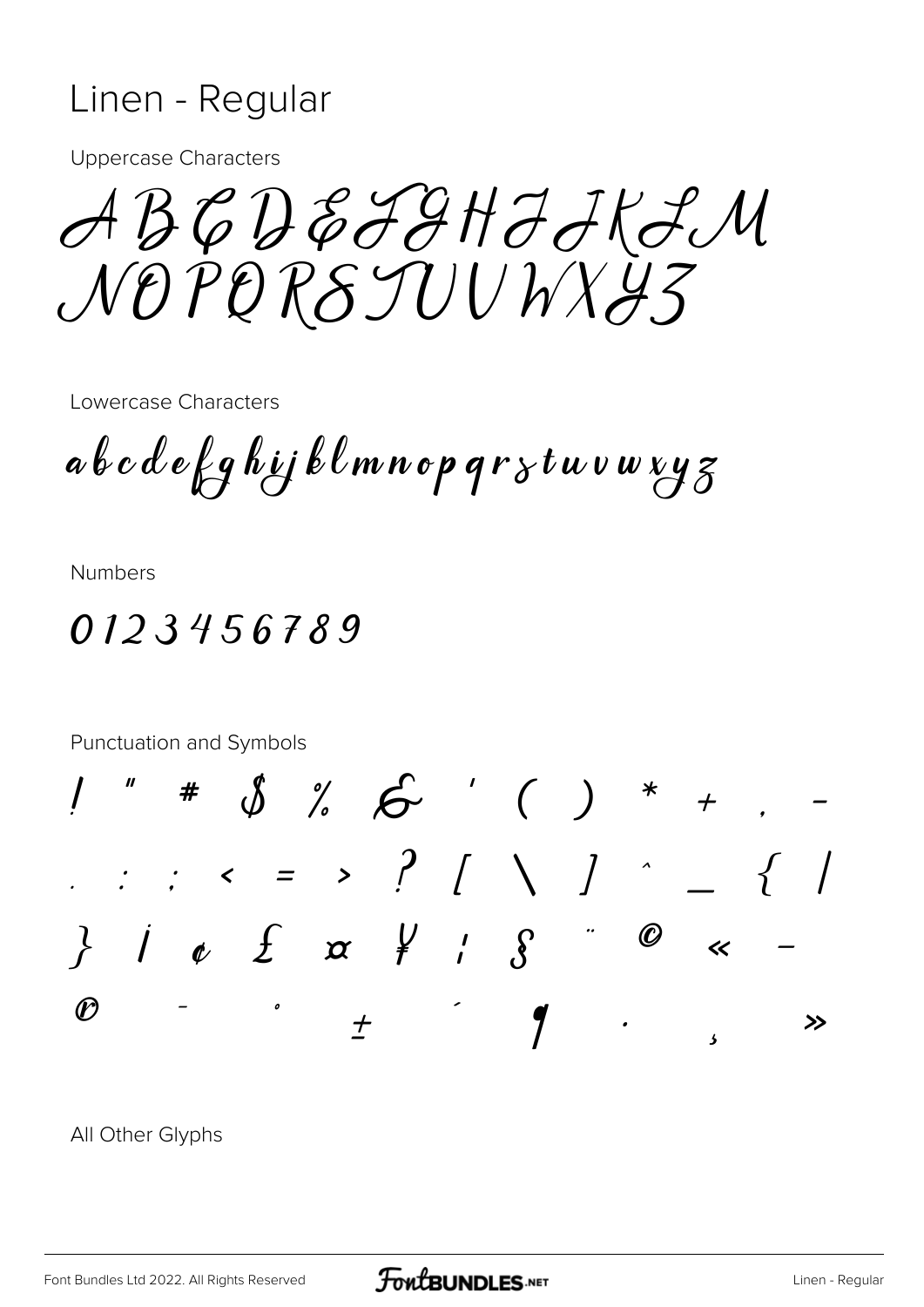# Linen - Regular

Uppercase Characters

A B C D E F G H I J K L M
N O P Q R S T U V W X Y Z

Lowercase Characters

a b c d e f g h i j k l m n o p q r s t u v w x y z

Numbers

0 1 2 3 4 5 6 7 8 9

Punctuation and Symbols

! " # $ % & ' ( ) * + , -
. / : ; < = > ? [ \ ] ^ _ { |
} ¡ ¢ £ ¤ ¥ ¦ § ¨ © « ¬
® ¯ ° ± ´ ¶ · ¸ »

All Other Glyphs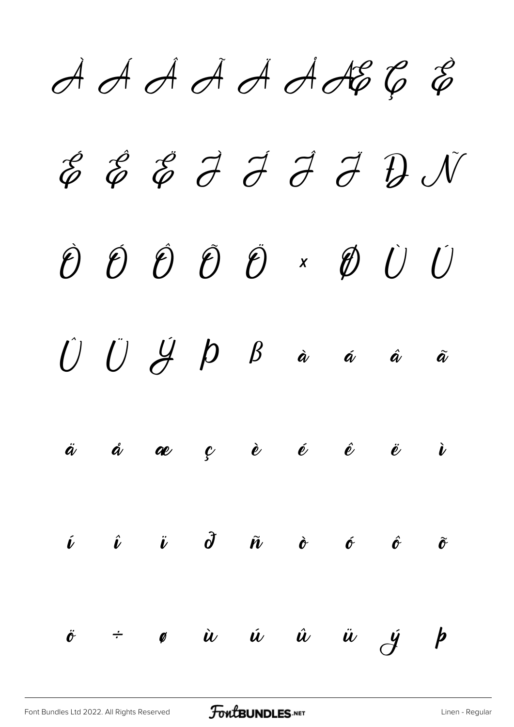À Á Â Ã Ä Å Æ Ç È

É Ê Ë Ì Í Î Ï Ð Ñ

Ò Ó Ô Õ Ö × Ø Ù Ú

Û Ü Ý Þ ß à á â ã

ä å æ ç è é ê ë ì

í î ï ð ñ ò ó ô õ

ö ÷ ø ù ú û ü ý þ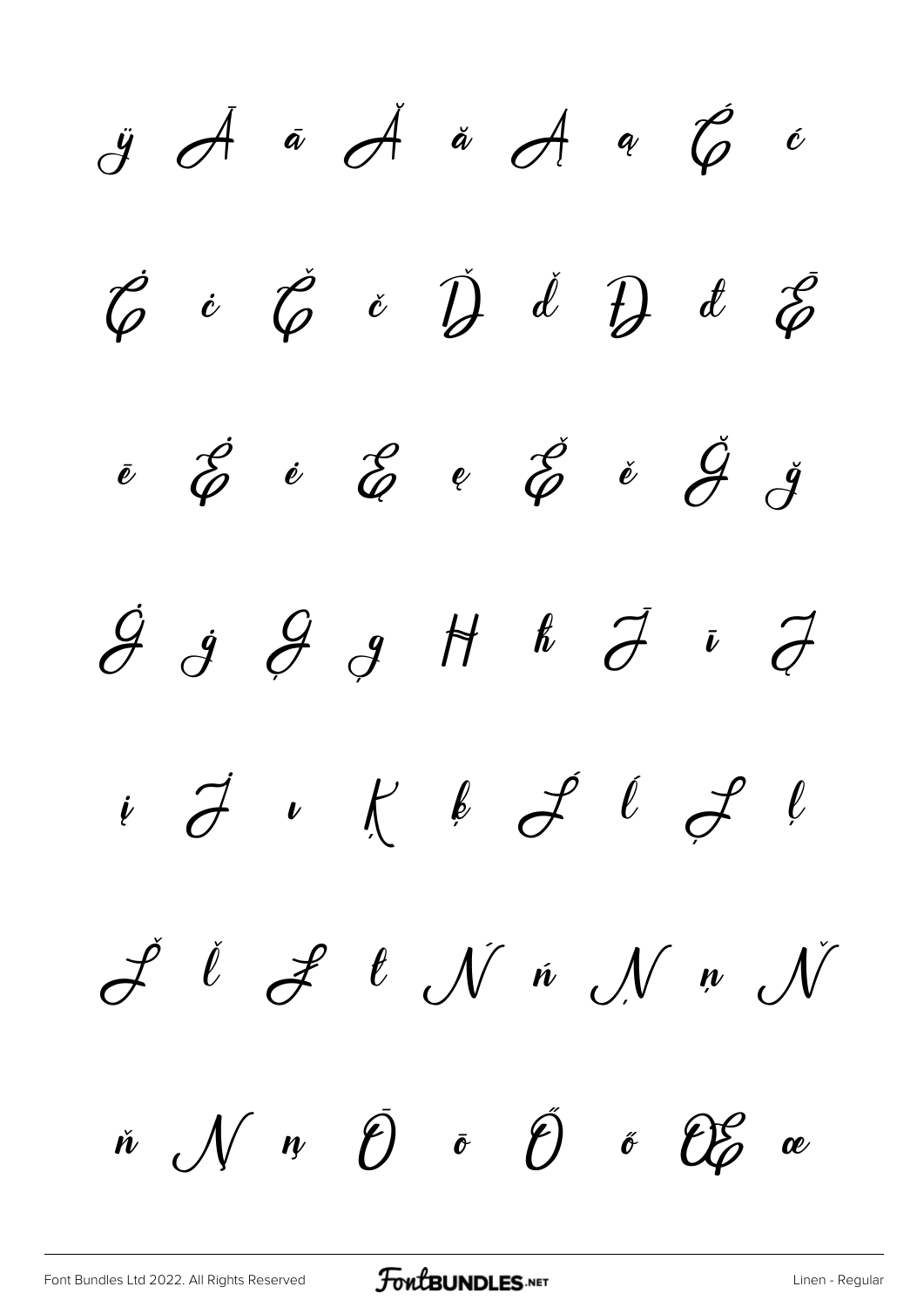ÿ Ā ā Ă ă Ą ą Ć ć

Ċ ċ Č č Ď ď Đ đ Ē

ē Ė ė Ę ę Ě ě Ğ ğ

Ġ ġ Ģ ģ Ħ ħ Ī ī Į

į İ ı Ķ ķ Ĺ ĺ Ļ ļ

Ľ ľ Ł ł Ń ń Ņ ņ Ň

ň Ŋ ŋ Ō ō Ő ő Œ œ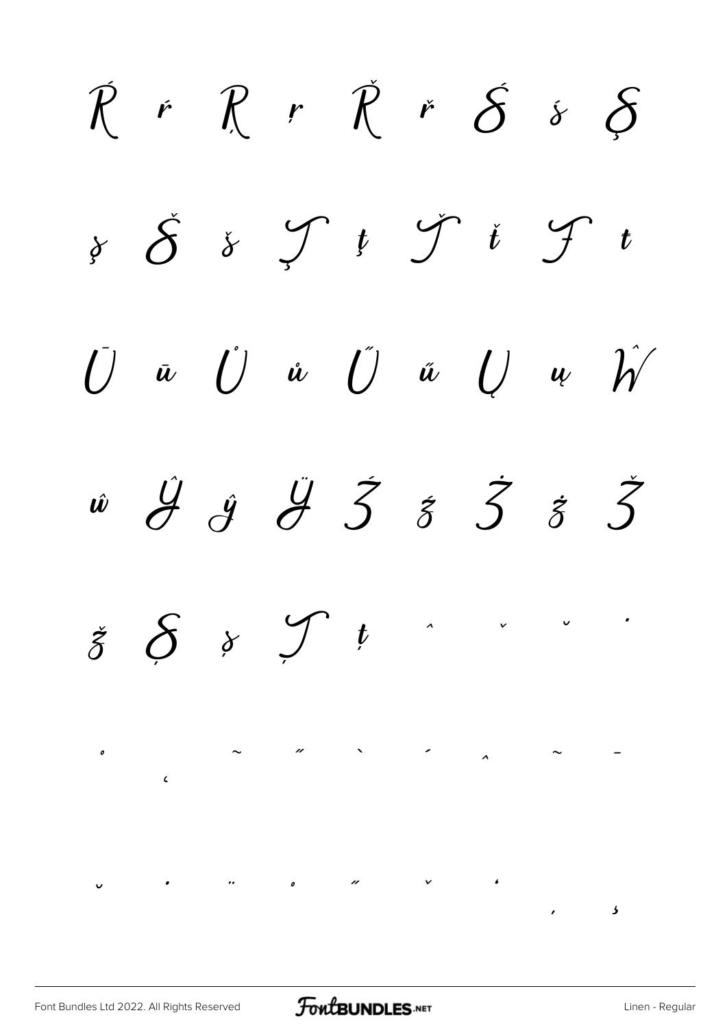Ŕ ŕ Ŗ ŗ Ř ř Ś ś Ş

ş Š š Ţ ţ Ť ť Ŧ ŧ

Ū ū Ů ů Ű ű Ų ų Ŵ

ŵ Ŷ ŷ Ÿ Ź ź Ż ż Ž

ž Ș ș Ț ț ˆ ˇ ˘ ˙

˚ ˛ ˜ ˝ ˋ ˊ ˆ ˜ ˉ

˘ ˙ ¨ ˚ ˝ ˇ ʻ ʼ ̦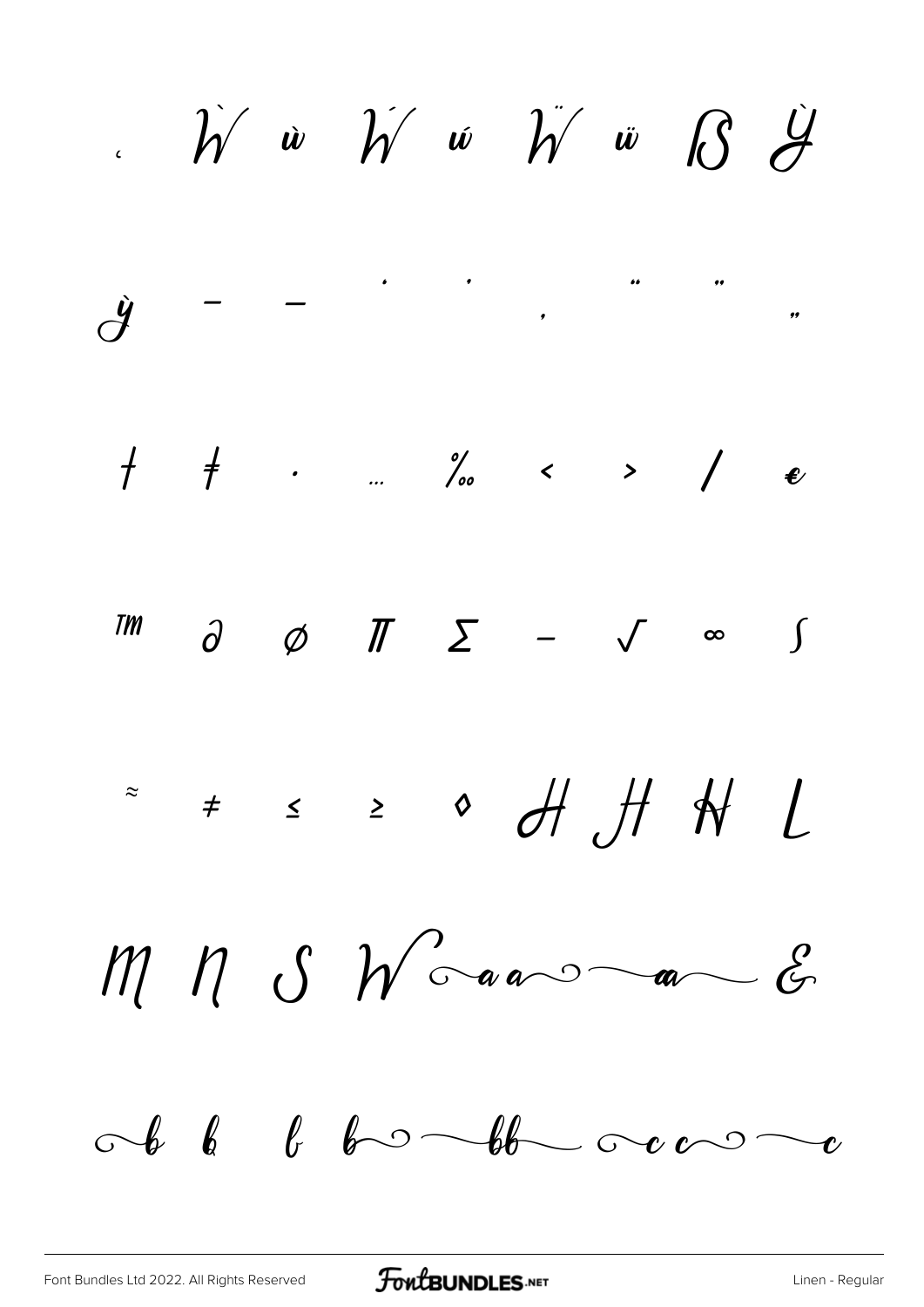‚ Ẁ ẁ Ẃ ẃ Ẅ ẅ ẞ Ỳ

ỳ – — ' ' ‚ " " „

† ‡ • … ‰ ‹ › ⁄ €

™ ∂ ∅ ∏ ∑ − √ ∞ ∫

≈ ≠ ≤ ≥ ◊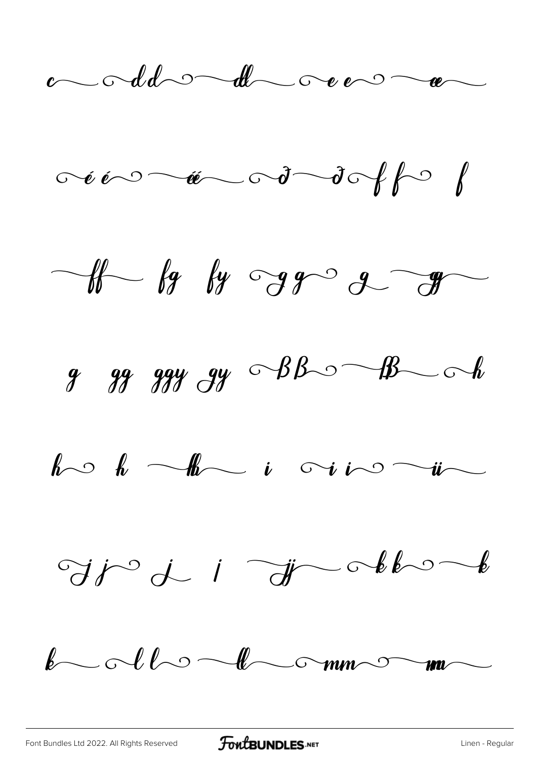c dd dd e e ee

é é éé ð ð f f f

ff fg fy g g g g

g gg ggy gy ß ß ß h

h h hh i i i ii

j j j j jj k k k

k l l ll m m m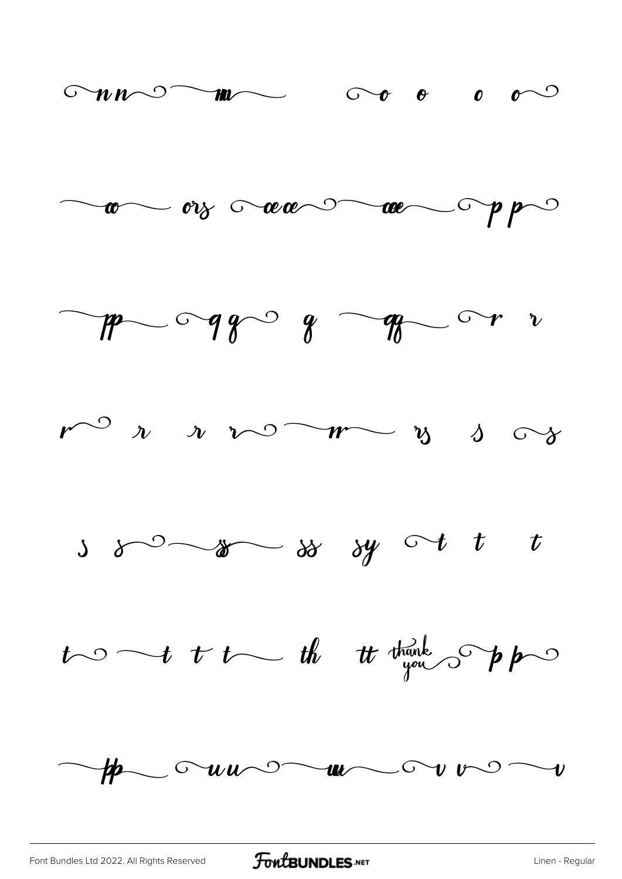nn m o o o o

oo ors oeoe oe p p

pp q q q qq r r

r r r r rr rs s s

s s ss ss sy t t t

t t t t th tt thank you p p

pp u u uu v v v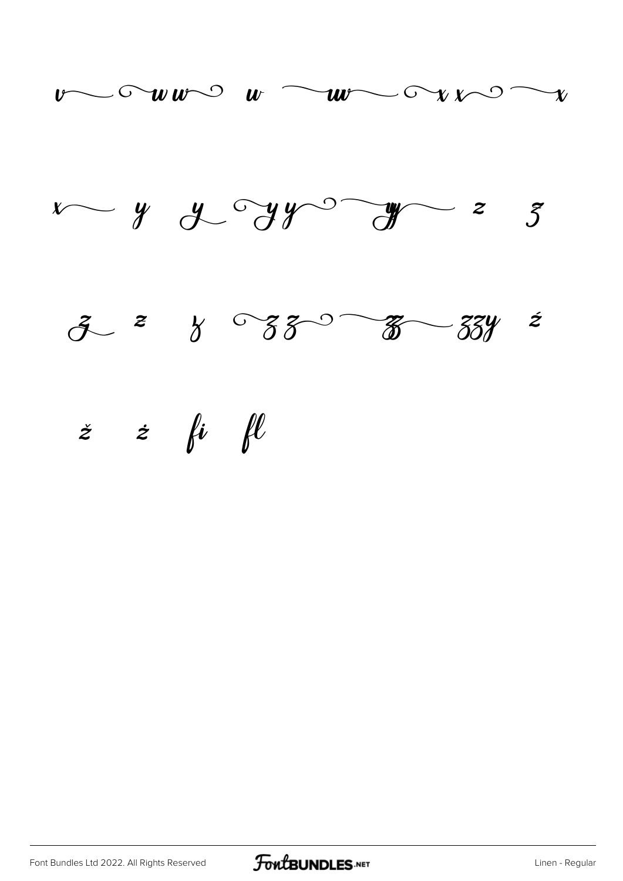v w w w w x x x

x y y y y y z z

z z z z z z zzy ź

ž ż fi fl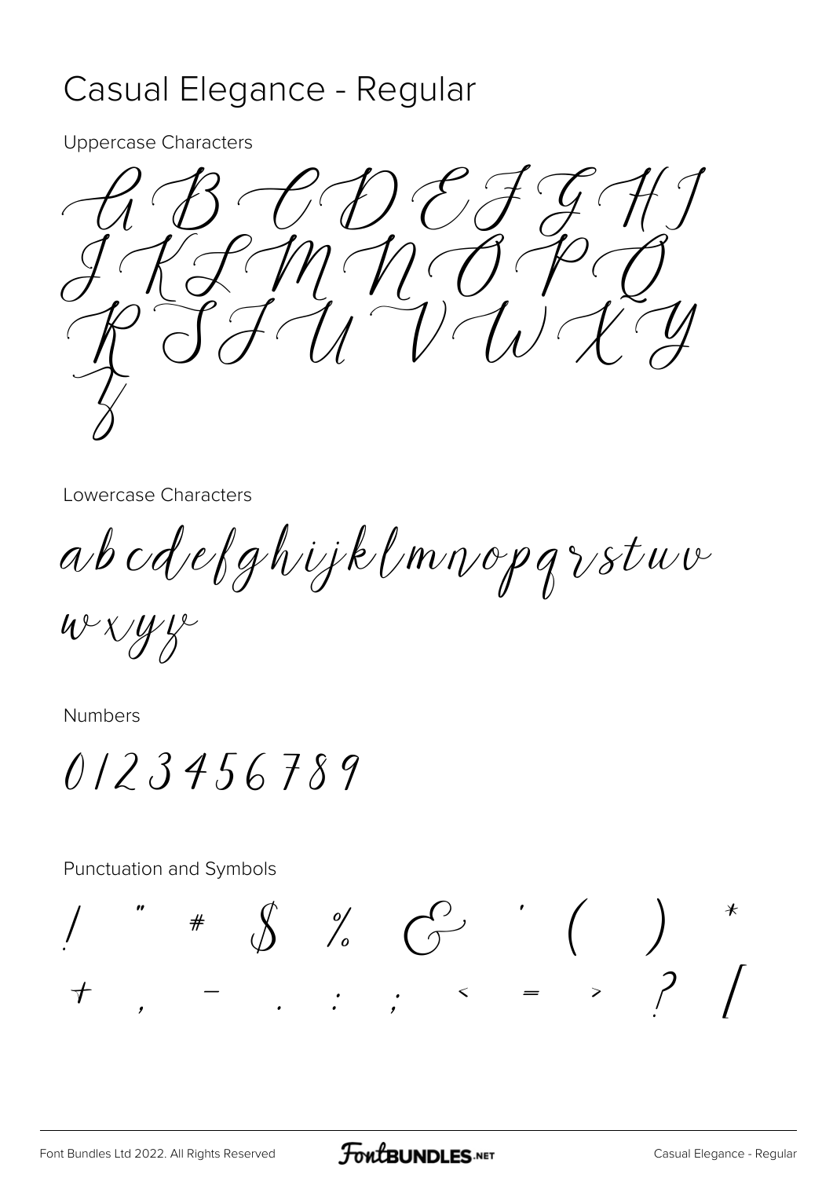# Casual Elegance - Regular

Uppercase Characters

A B C D E F G H I
J K L M N O P Q
R S T U V W X Y
Z

Lowercase Characters

a b c d e f g h i j k l m n o p q r s t u v
w x y z

Numbers

0 1 2 3 4 5 6 7 8 9

Punctuation and Symbols

! " # $ % & ' ( ) *
+ , - . : ; < = > ? [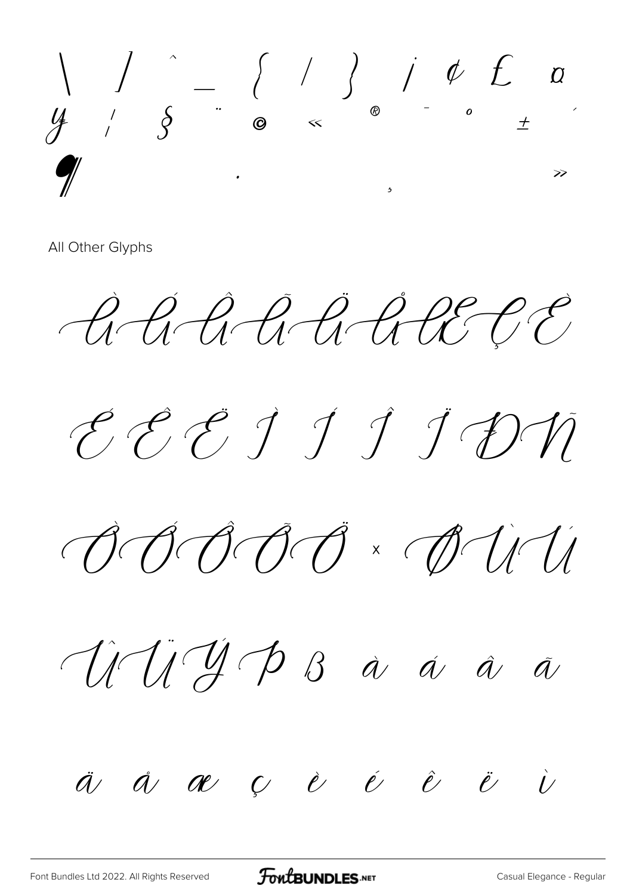\ / ^ _ { | } ¡ ¢ £ ¤
¥ ¦ § ¨ © « ® ¯ ° ±  ´
¶ · ¸ »

All Other Glyphs

À Á Â Ã Ä Å Æ Ç È

É Ê Ë Ì Í Î Ï Ð Ñ

Ò Ó Ô Õ Ö × Ø Ù Ú

Û Ü Ý Þ ß à á â ã

ä å æ ç è é ê ë ì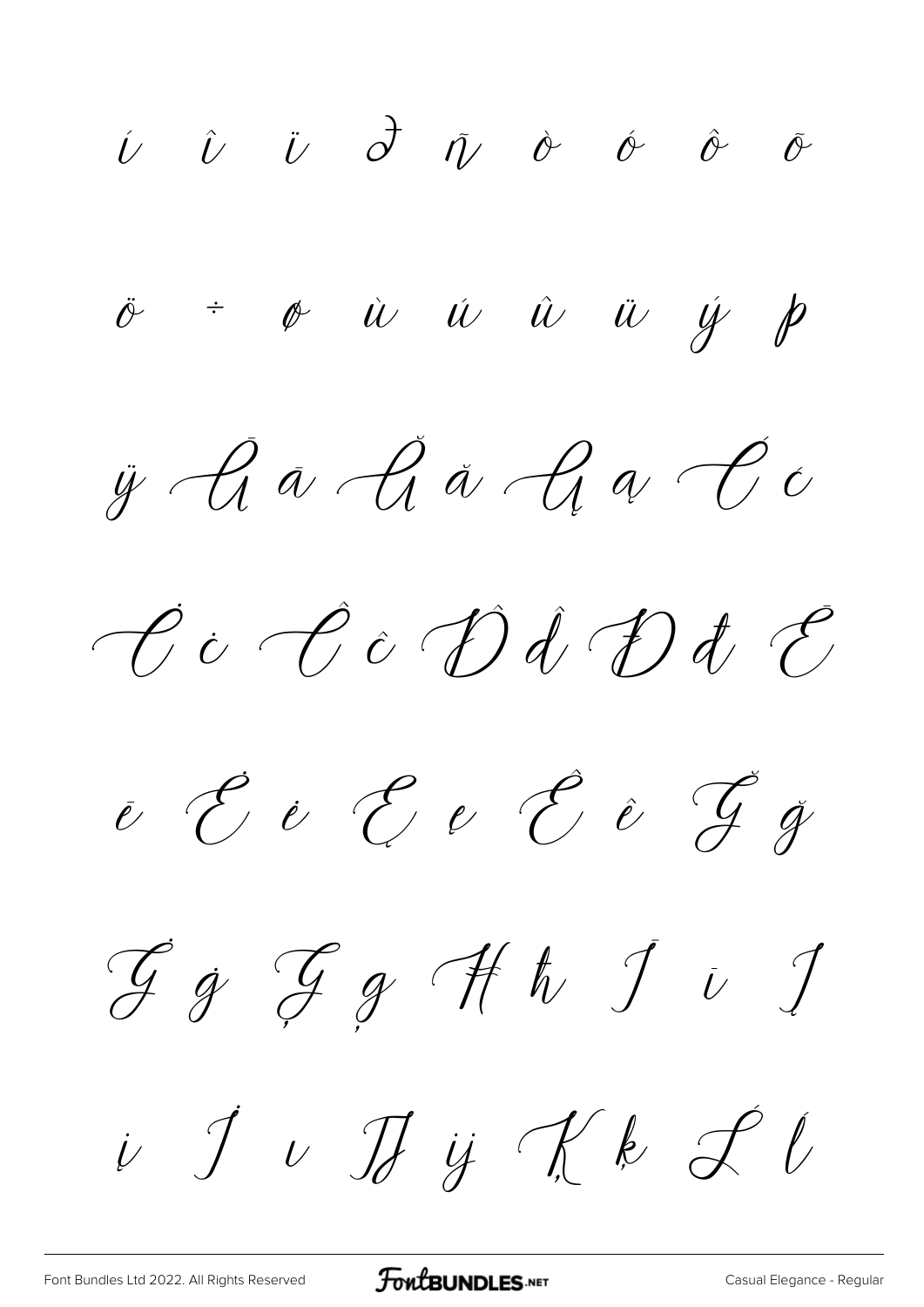í î ï ð ñ ò ó ô õ

ö ÷ ø ù ú û ü ý þ

ÿ Ā ā Ă ă Ą ą Ć ć

Ċ ċ Č č Ď ď Đ đ Ē

ē Ė ė Ę ę Ě ě Ğ ğ

Ġ ġ Ģ ģ Ħ ħ Ī ī Į

į İ ı Ĳ ĳ Ķ ķ Ĺ ĺ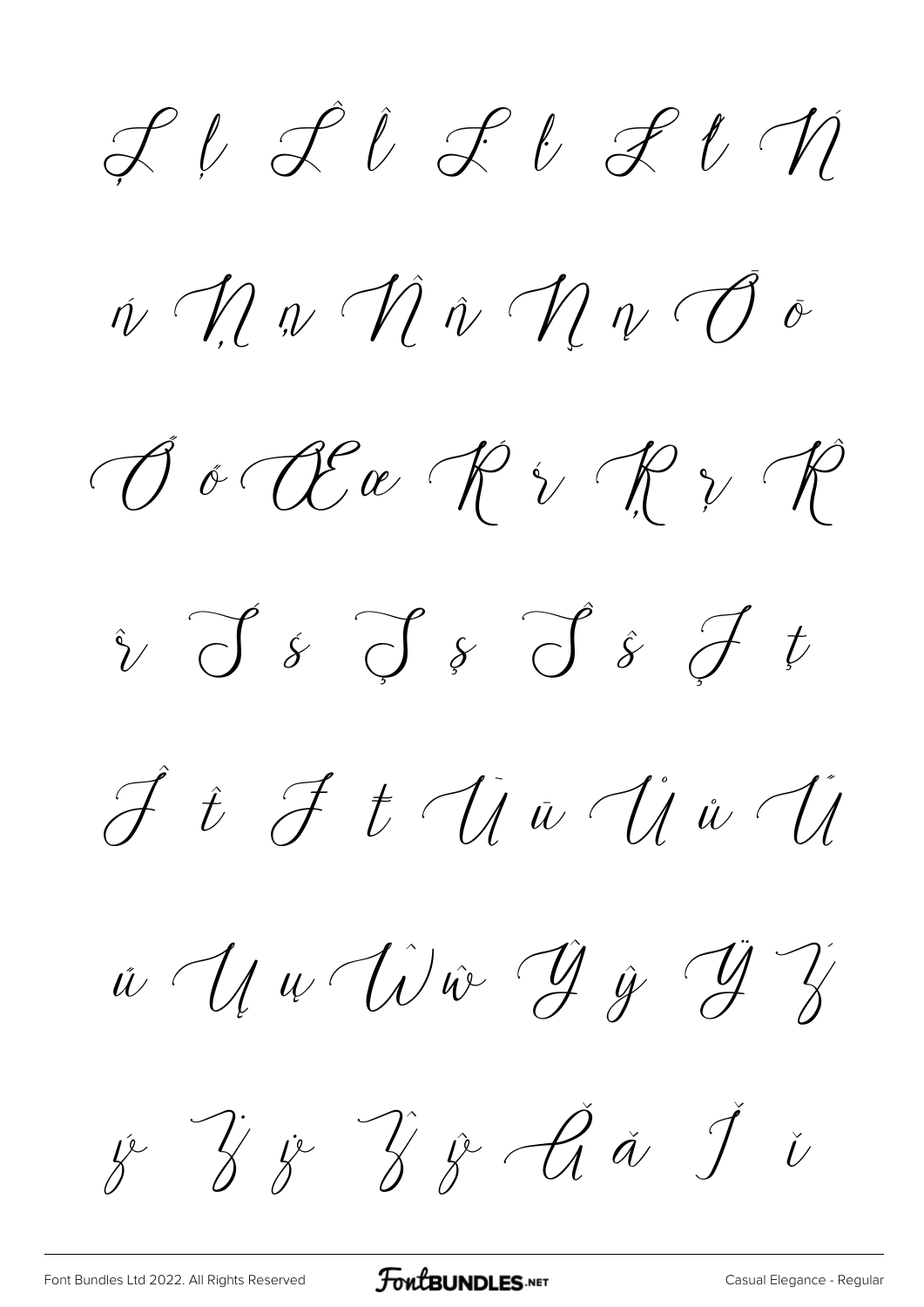Ļ ļ Ľ ľ Ŀ ŀ Ł ł Ń

ń Ņ ņ Ň ň Ŋ ŋ Ō ō

Ő ő Œ œ Ŕ ŕ Ŗ ŗ Ř

ř Ś ś Ş ş Ŝ ŝ Ţ ţ

Ť ť Ŧ ŧ Ū ū Ů ů Ű

ű Ų ų Ŵ ŵ Ŷ ŷ Ÿ Ź

ź Ż ż Ž ž Ǎ ǎ Ǐ ǐ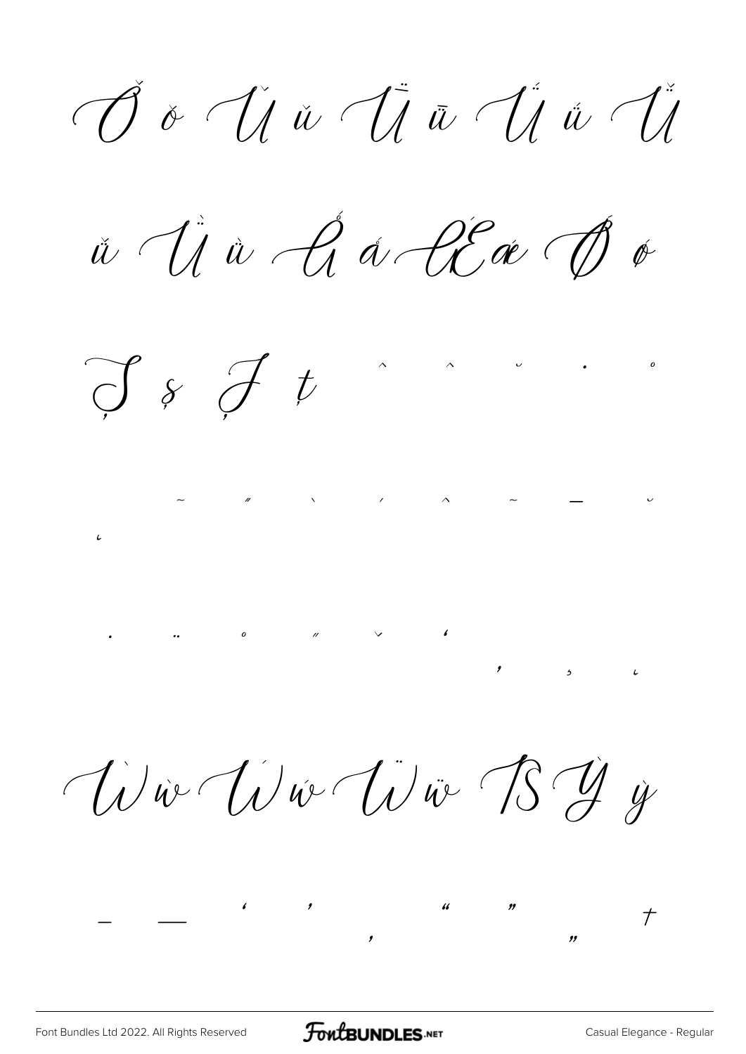Ǒ ǒ Ǔ ǔ Ǖ ǖ Ǘ ǘ Ǚ

ǚ Ǜ ǜ Ǻ ǻ Ǽ ǽ Ǿ ǿ

Ș ș Ț ț ˆ ˆ ˘ ˙ ˚

˜ ˝ ` ´ ˆ ˜ ¯ ˘

̦

̇ ̈ ̊ ̋ ̌ ̒ ̕ ̦ ̧

Ẁ ẁ Ẃ ẃ Ẅ ẅ ẞ Ỳ ỳ

– — ' ' ‚ " " „ †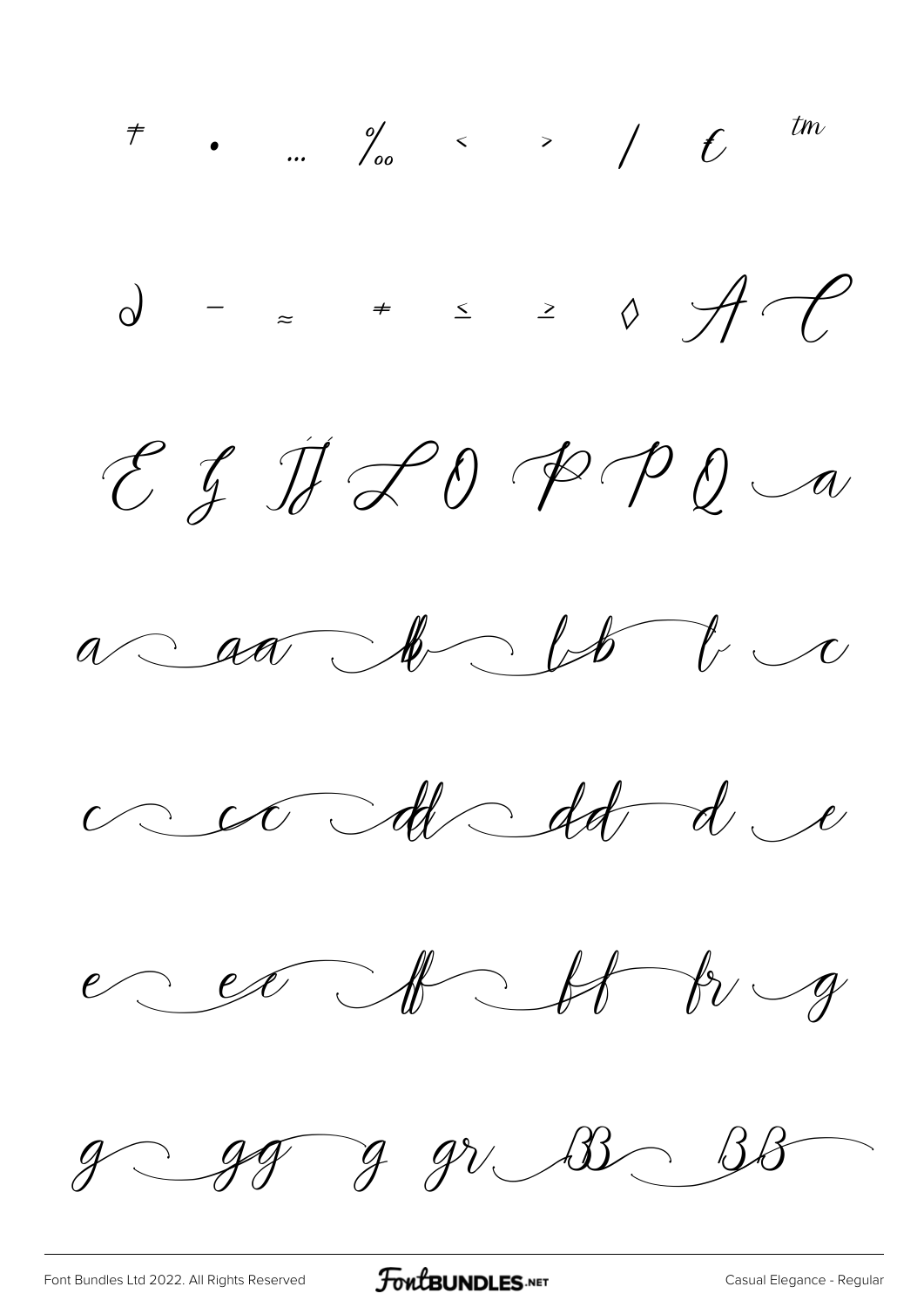∓ • … ‰ ‹ › ⁄ ₵ ™

∂ − ≈ ≠ ≤ ≥ ◊ A C

E G IJ L O P P Q a

a aa b bb b c

c cc d dd d e

e ee ff ff fr g

g gg g gr B B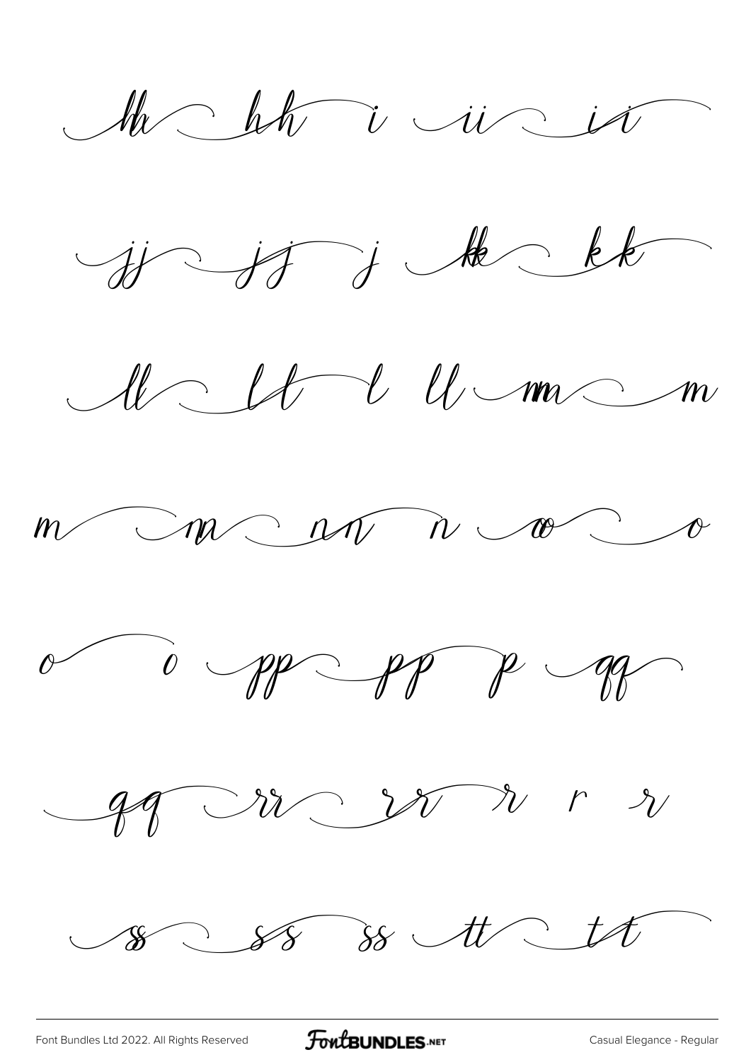hh hh i ii ii

jj jj j kk kk

ll ll l ll mm m

m m nn n oo o

o o pp pp p qq

qq rr rr r r r

ss ss ss tt tt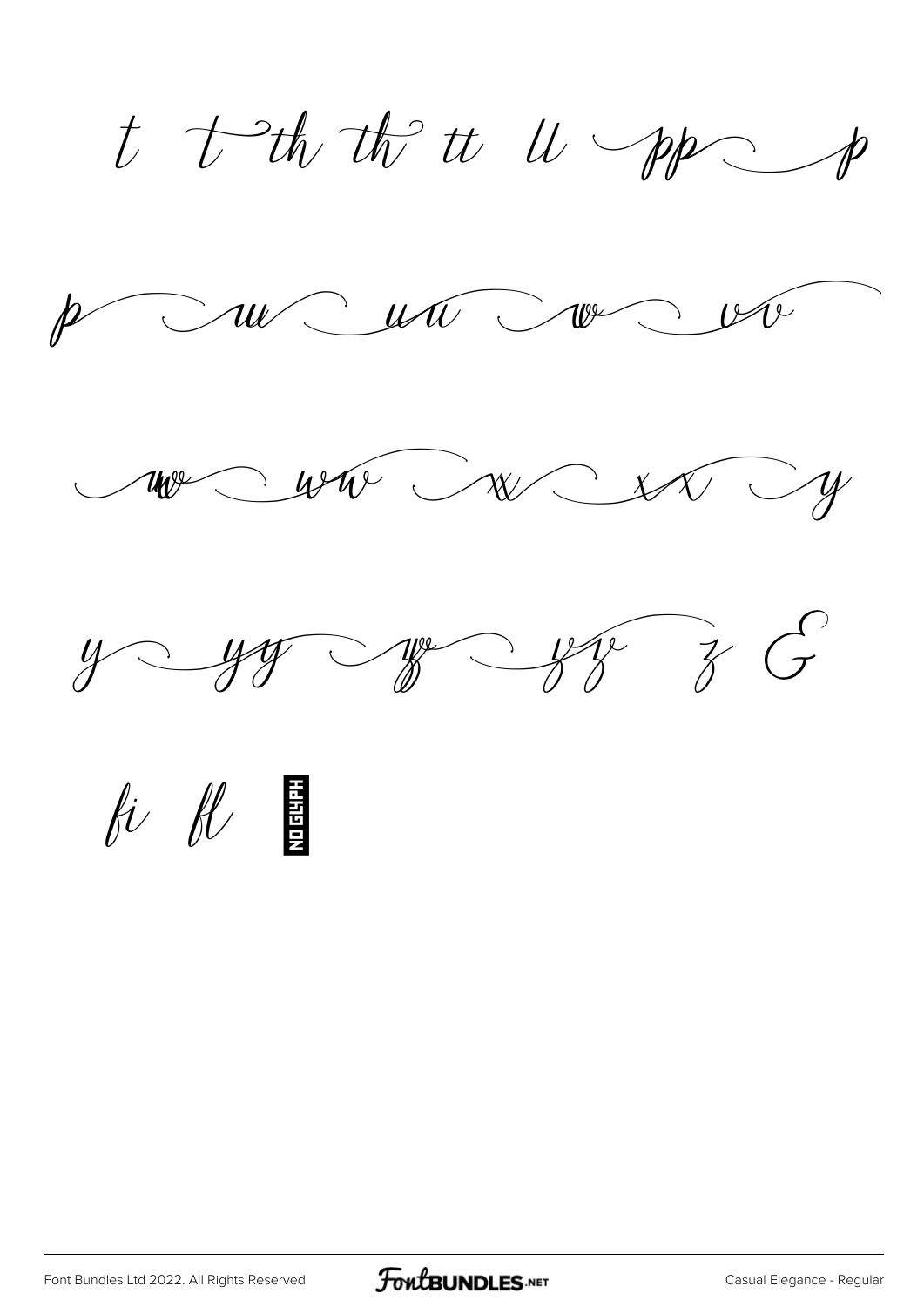t t th th tt ll pp p

p u uu w vv

w ww x xx y

y yy y yy z &

fi fl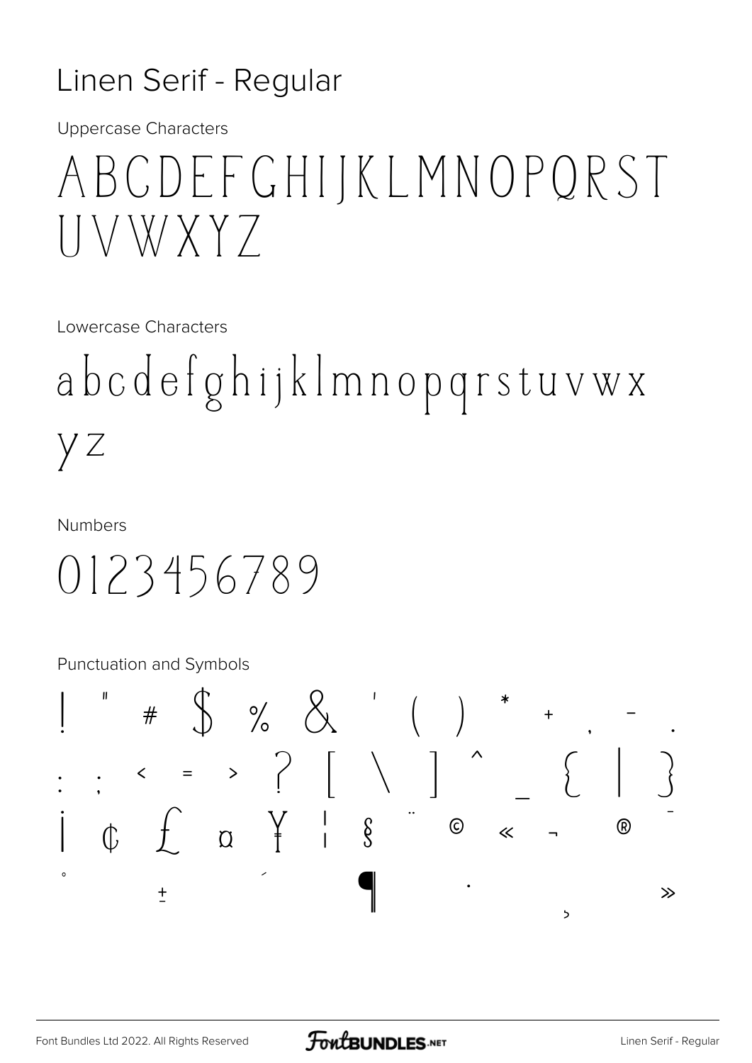# Linen Serif - Regular

Uppercase Characters

ABCDEFGHIJKLMNOPQRST UVWXYZ

Lowercase Characters

abcdefghijklmnopqrstuvwx yz

Numbers

0123456789

Punctuation and Symbols

! " # $ % & ' ( ) * + , - .
: ; < = > ? [ \ ] ^ _ { | }
¡ ¢ £ ¤ ¥ ¦ § ¨ © « ¬ ® ¯
° ± ´ ¶ · ¸ »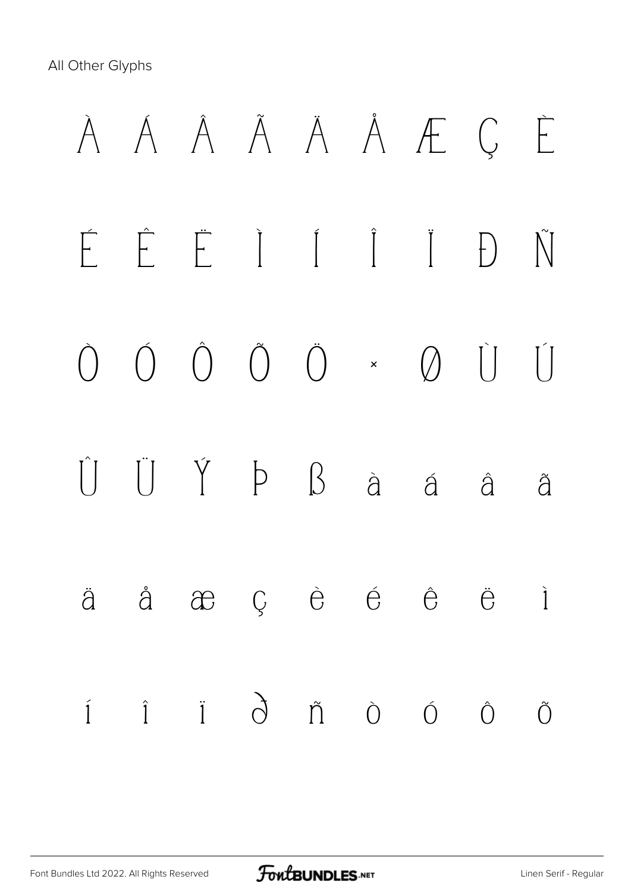All Other Glyphs

À Á Â Ã Ä Å Æ Ç È

É Ê Ë Ì Í Î Ï Ð Ñ

Ò Ó Ô Õ Ö × Ø Ù Ú

Û Ü Ý Þ ß à á â ã

ä å æ ç è é ê ë ì

í î ï ð ñ ò ó ô õ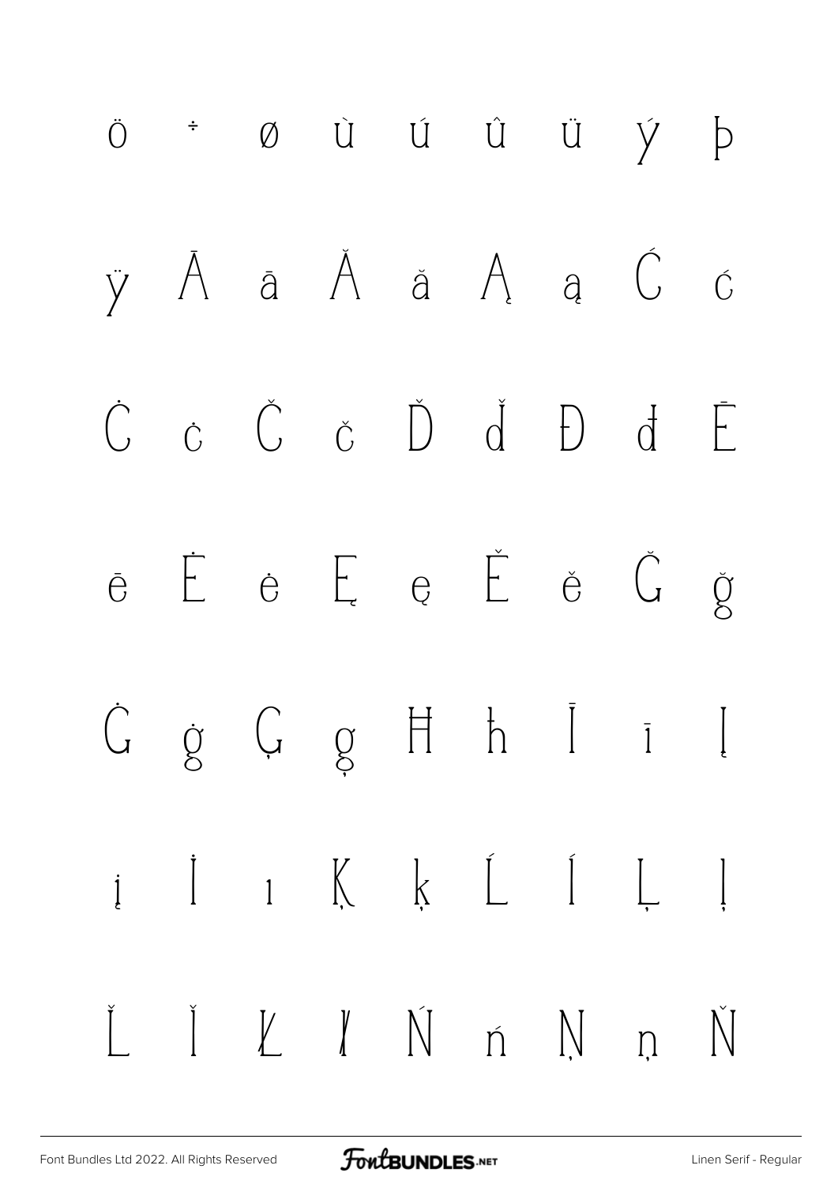ö ÷ ø ù ú û ü ý þ

ÿ Ā ā Ă ă Ą ą Ć ć

Ċ ċ Č č Ď ď Đ đ Ē

ē Ė ė Ę ę Ě ě Ğ ğ

Ġ ġ Ģ ģ Ħ ħ Ī ī Į

į İ ı Ķ ķ Ĺ ĺ Ļ ļ

Ľ ľ Ł ł Ń ń Ņ ņ Ň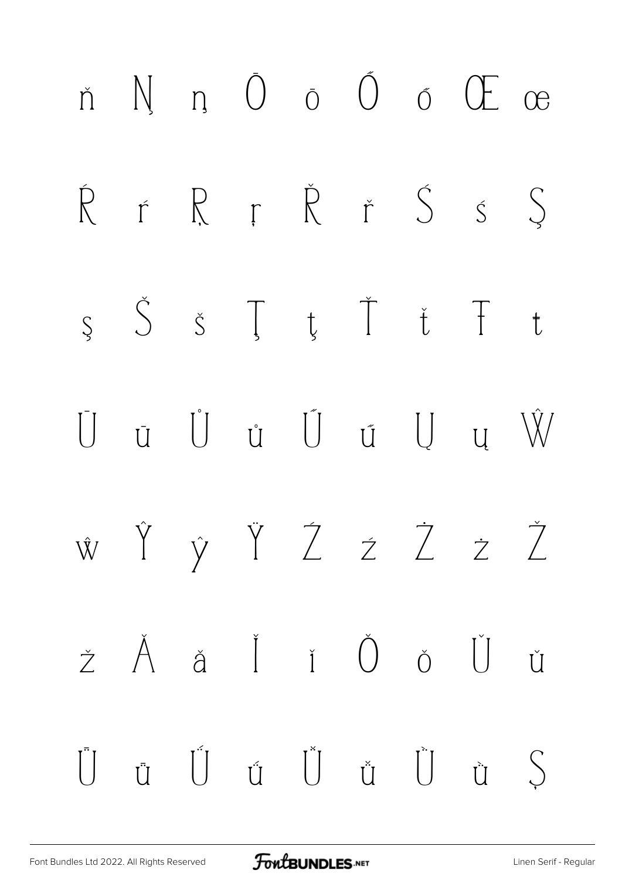ň Ņ ņ Ō ō Ő ő Œ œ

Ŕ ŕ Ŗ ŗ Ř ř Ś ś Ş

ş Š š Ţ ţ Ť ť Ŧ ŧ

Ū ū Ů ů Ű ű Ų ų Ŵ

ŵ Ŷ ŷ Ÿ Ź ź Ż ż Ž

ž Ǎ ǎ Ǐ ǐ Ǒ ǒ Ǔ ǔ

Ǖ ǖ Ǘ ǘ Ǚ ǚ Ǜ ǜ Ș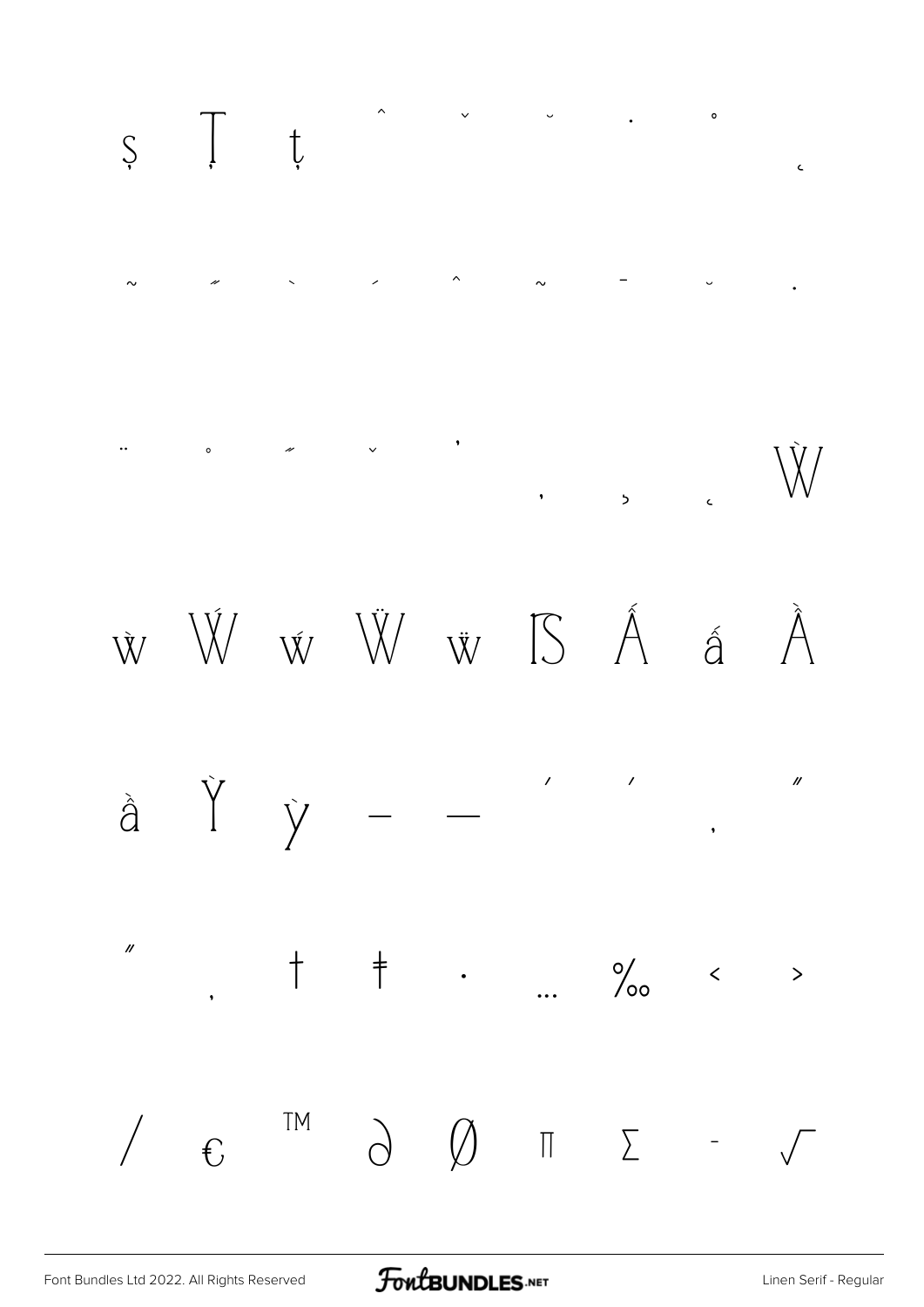Ş Ţ ţ ˆ ˇ ˘ ˙ ˚ ˛

˜ ˝ ˋ ˊ ˆ ˜ ˉ ˘ ˙

¨ ˚ ˝ ˇ ʼ ʻ ʾ ˛ Ẁ

ẁ Ẃ ẃ Ẅ ẅ ẞ Ấ ấ Ầ

ầ Ỳ ỳ – — ‘ ’ ‚ “

” „ † ‡ • … ‰ ‹ ›

⁄ € ™ ∂ ∅ ∏ ∑ − √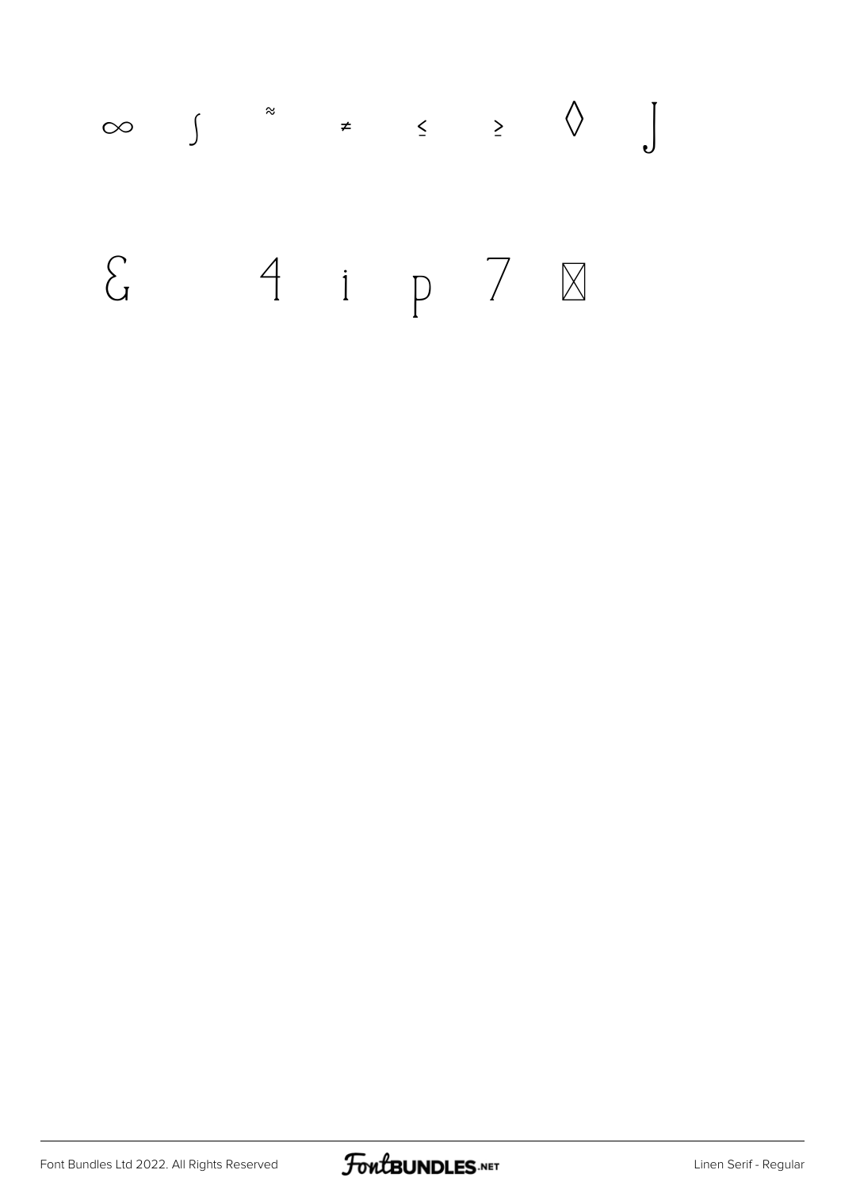∞ ∫ ≈ ≠ ≤ ≥ ◊ ⌡

Ɛ 4 i p 7 ⊠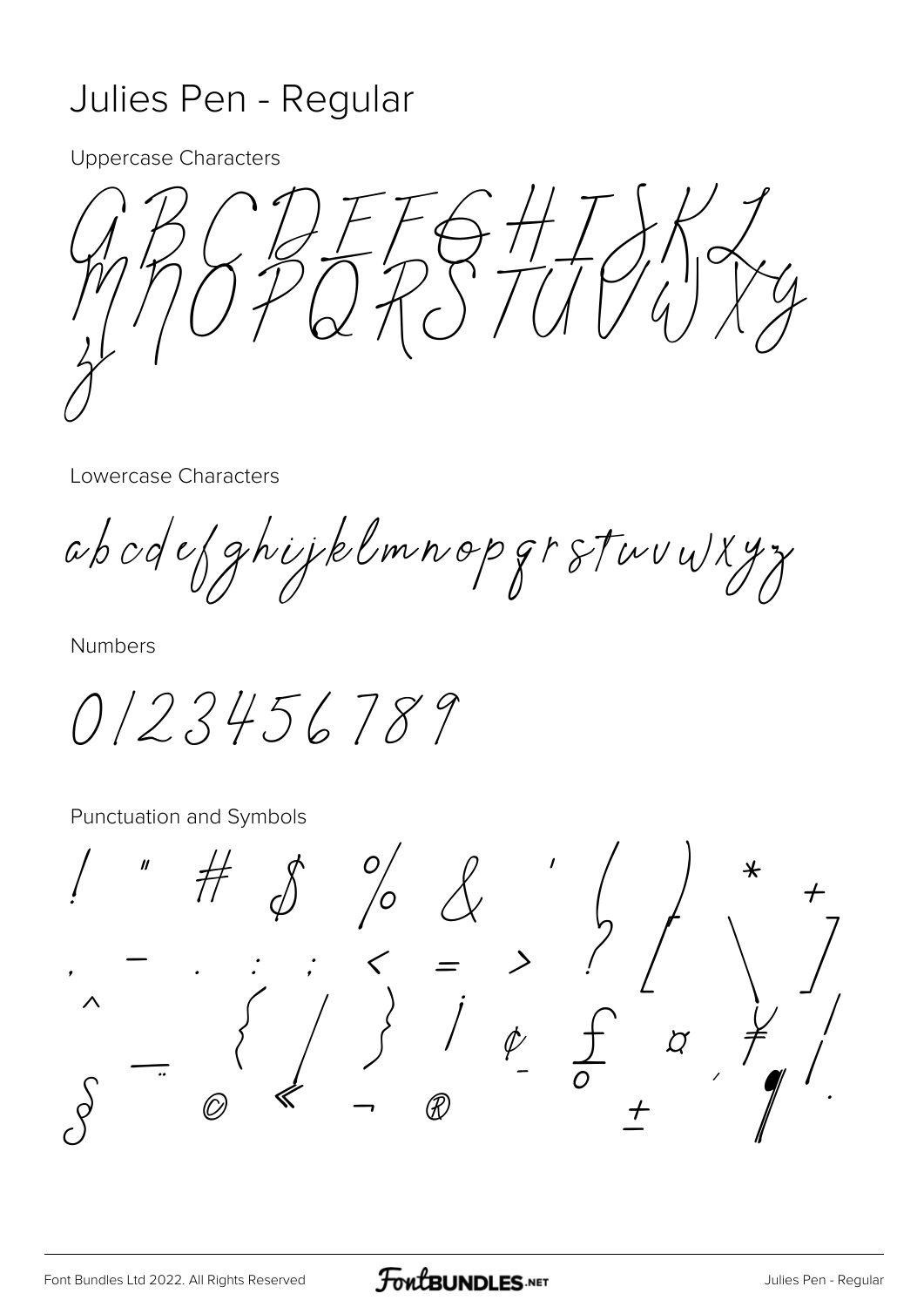# Julies Pen - Regular

Uppercase Characters

A B C D E F G H I J K L M N O P Q R S T U V W X Y Z

Lowercase Characters

a b c d e f g h i j k l m n o p q r s t u v w x y z

Numbers

0 1 2 3 4 5 6 7 8 9

Punctuation and Symbols

! " # $ % & ' ( ) * +
, - . : ; < = > ? [ \ ]
^ _ { | } ¡ ¢ £ ¤ ¥ ¦
§ ¨ © « ¬ ® ± ´ ¶ ·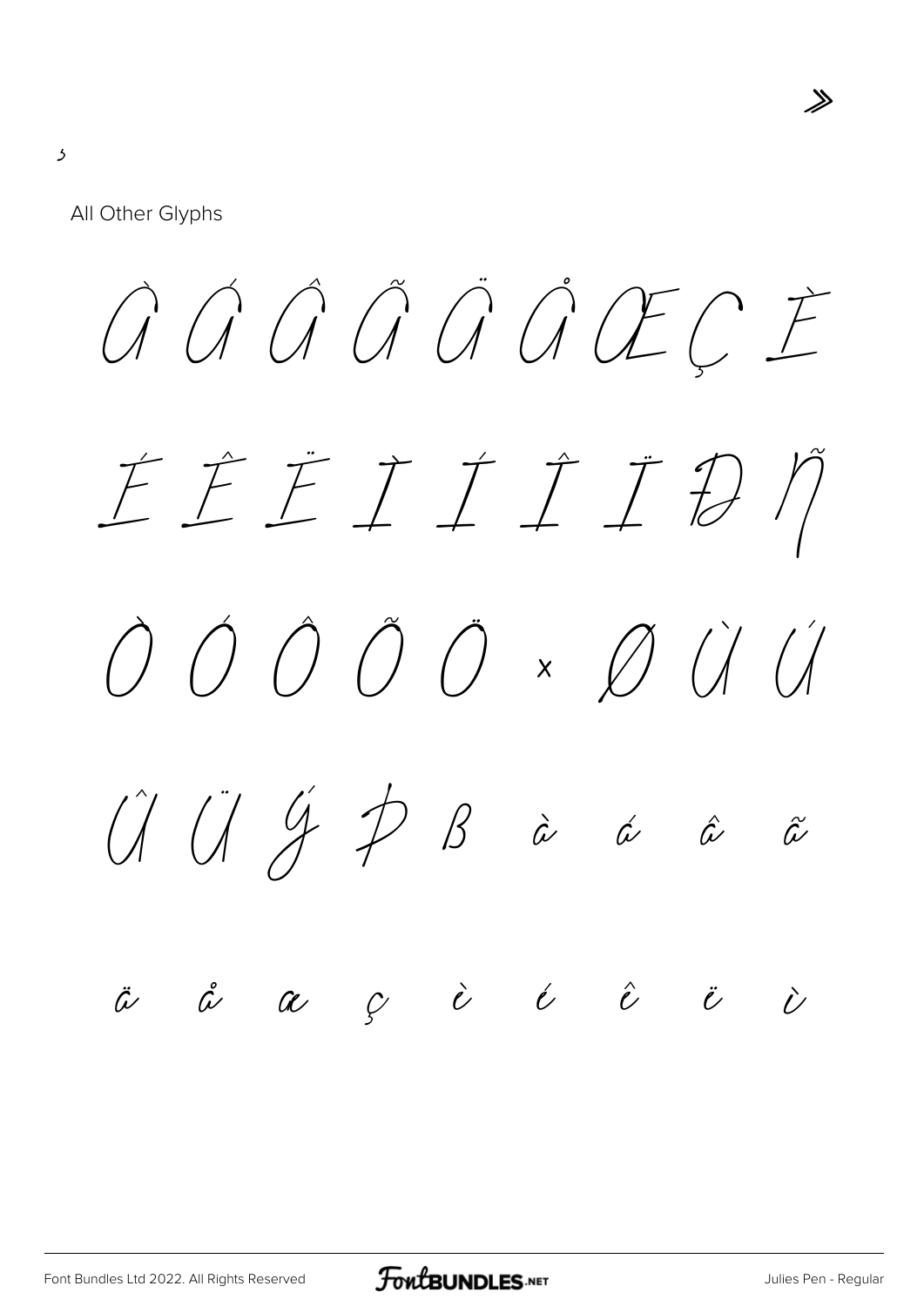»

¸

All Other Glyphs

À Á Â Ã Ä Å Æ Ç È

É Ê Ë Ì Í Î Ï Đ Ñ

Ò Ó Ô Õ Ö × Ø Ù Ú

Û Ü Ý Þ ß à á â ã

ä å æ ç è é ê ë ì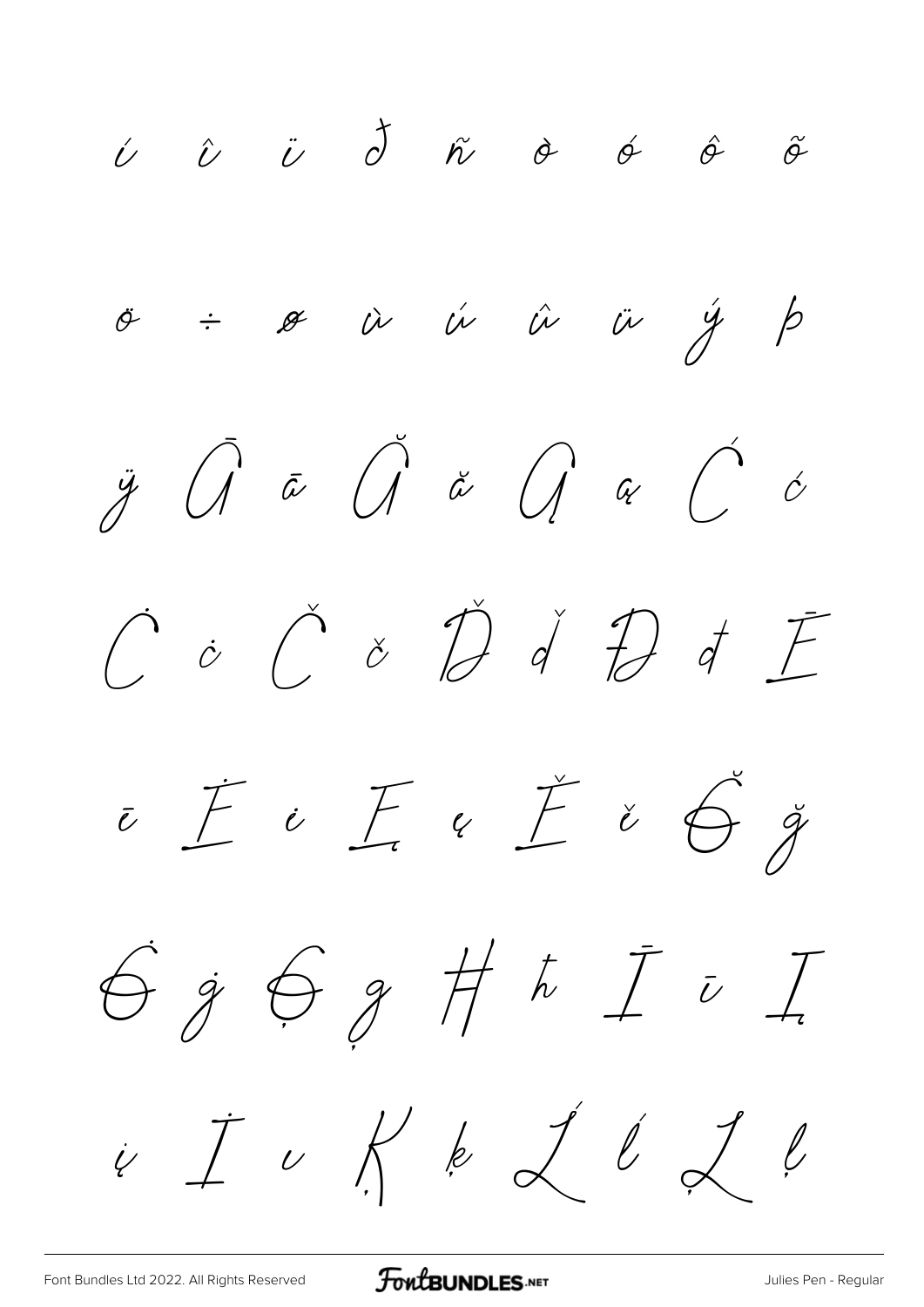í î ï ð ñ ò ó ô õ

ö ÷ ø ù ú û ü ý þ

ÿ Ā ā Ă ă Ą ą Ć ć

Ċ ċ Č č Ď ď Đ đ Ē

ē Ė ė Ę ę Ě ě Ğ ğ

Ġ ġ Ģ ģ Ħ ħ Ī ī Į

į İ ı Ķ ķ Ĺ ĺ Ļ ļ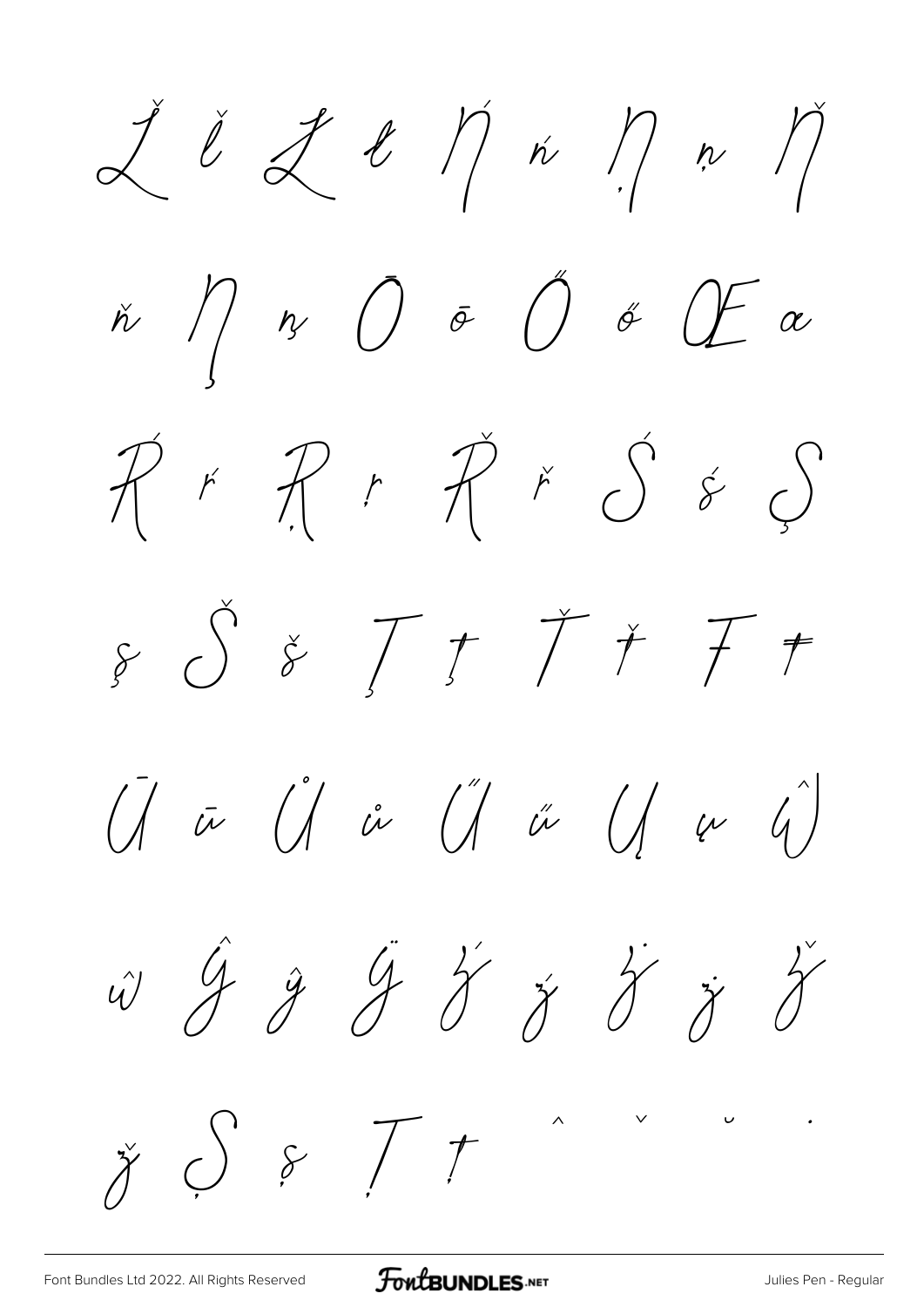Ľ ľ Ŀ ŀ Ń ń Ņ ņ Ň

ň Ŋ ŋ Ō ō Ő ő Œ œ

Ŕ ŕ Ŗ ŗ Ř ř Ś ś Ş

ş Š š Ţ ţ Ť ť Ŧ ŧ

Ū ū Ů ů Ű ű Ų ų Ŵ

ŵ Ŷ ŷ Ÿ Ź ź Ż ż Ž

ž Ș ș Ț ț ˆ ˇ ˘ ˙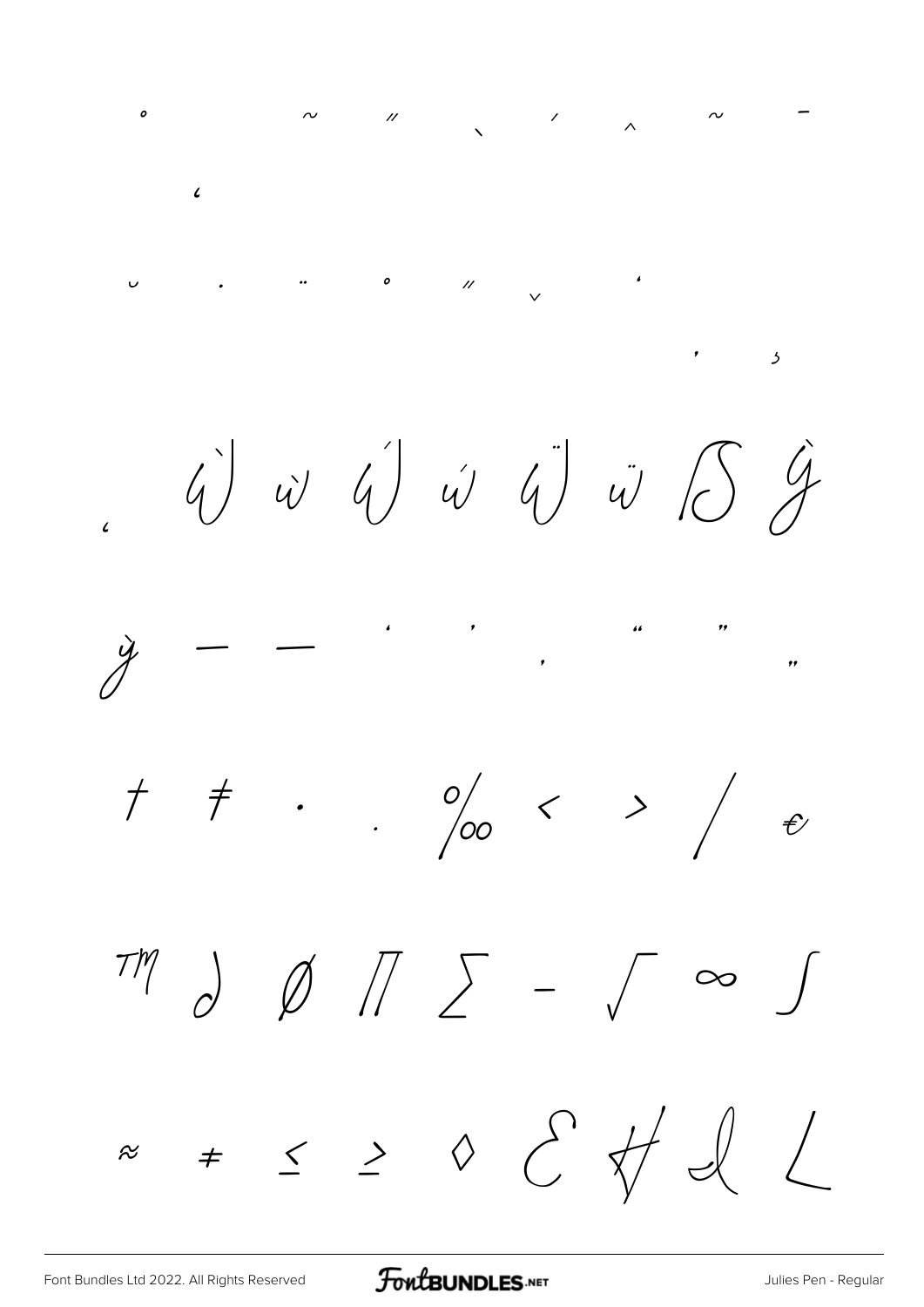˚ ˜ ˝ ˋ ˊ ˆ ˜ ˉ

‘

˘ ˙ ¨ ˚ ˝ ˇ ‘

’ ¸

‘ Ẁ ẁ Ẃ ẃ Ẅ ẅ ẞ Ỳ

ỳ – — ‘ ’ ‚ “ ” „

† ‡ • . ‰ ‹ › ⁄ €

™ ∂ ∅ ∏ ∑ − √ ∞ ∫

≈ ≠ ≤ ≥ ◊ Ɛ ∦ ℓ ∠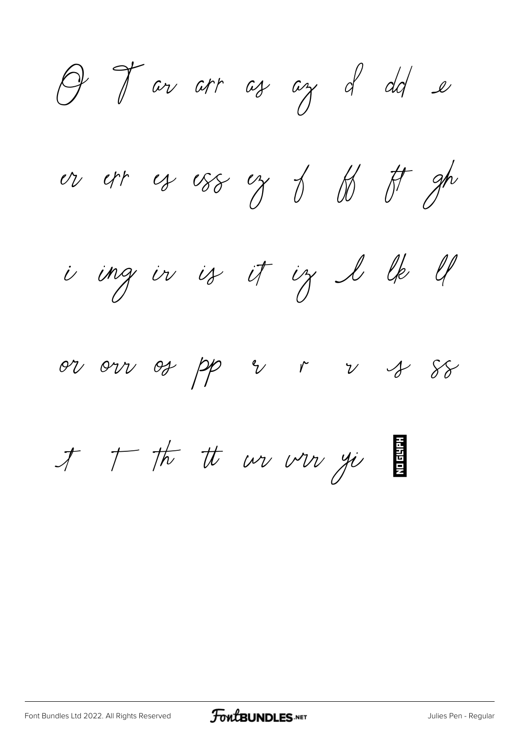O T ar arr as az d dd e

er err es ess ez f ff ft gh

i ing ir is it iz l lk ll

or orr os pp r r r s ss

t t th tt ur urr yi NO GLYPH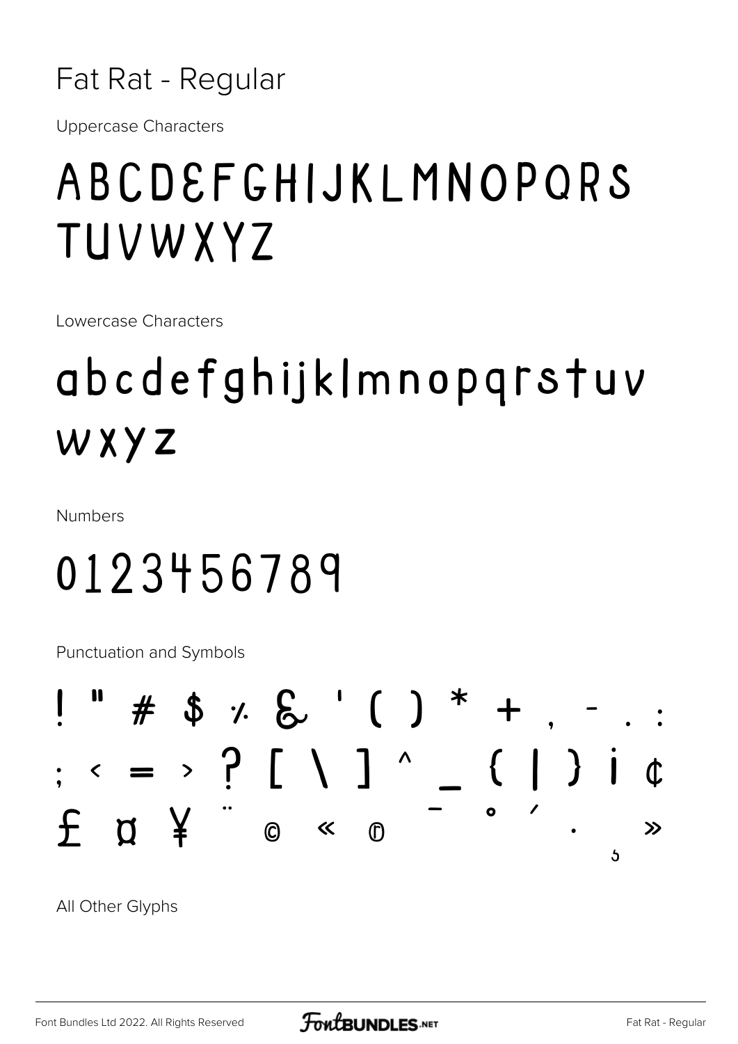# Fat Rat - Regular

Uppercase Characters

ABCDEFGHIJKLMNOPQRS TUVWXYZ

Lowercase Characters

abcdefghijklmnopqrstuv wxyz

Numbers

0123456789

Punctuation and Symbols

! " # $ % & ' ( ) * + , - . : ; < = > ? [ \ ] ^ _ { | } ¡ ¢ £ ¤ ¥ ¨ © « ® ¯ ° ´ · ¸ »

All Other Glyphs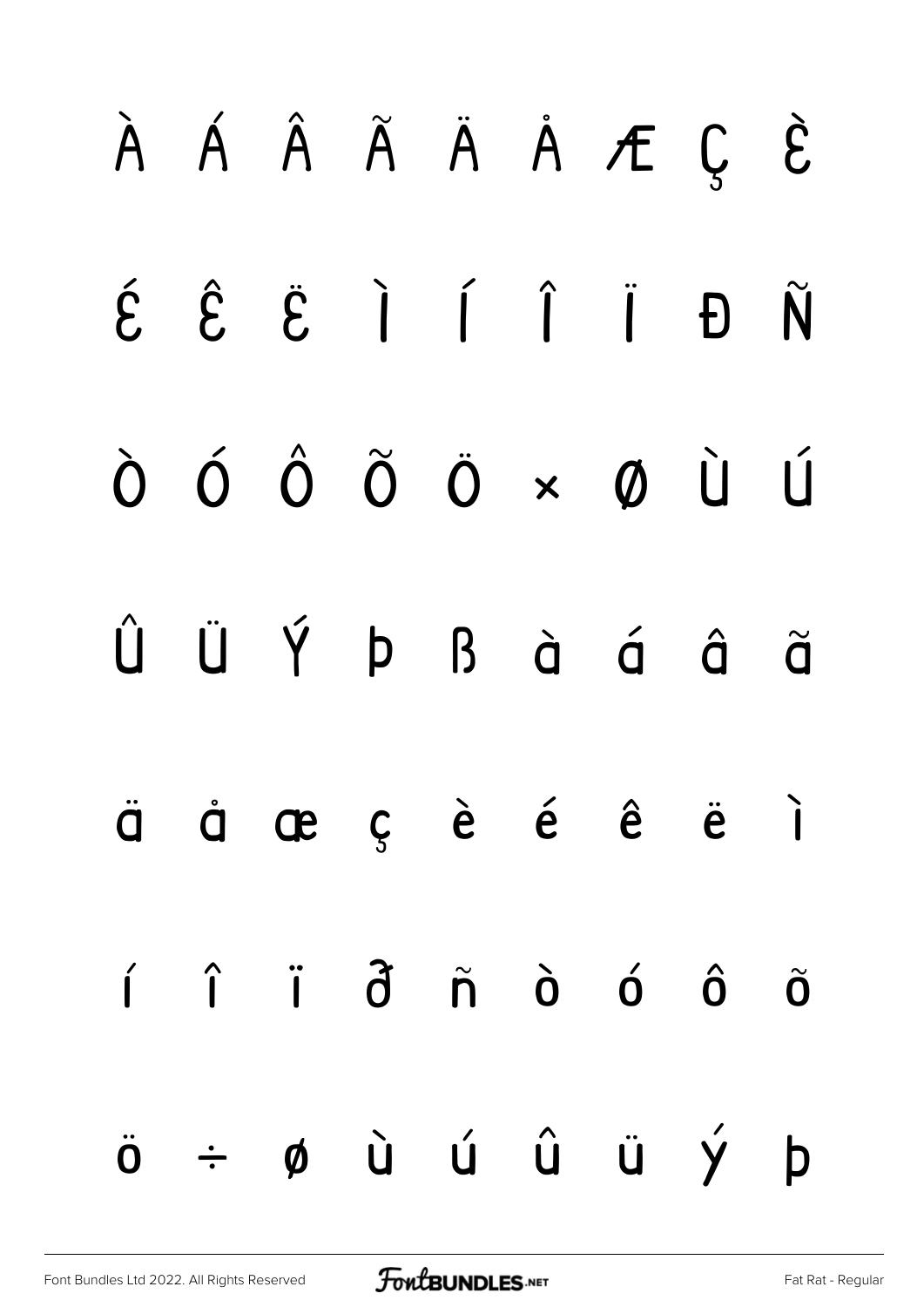À Á Â Ã Ä Å Æ Ç È

É Ê Ë Ì Í Î Ï Đ Ñ

Ò Ó Ô Õ Ö × Ø Ù Ú

Û Ü Ý Þ ß à á â ã

ä å æ ç è é ê ë ì

í î ï ð ñ ò ó ô õ

ö ÷ ø ù ú û ü ý þ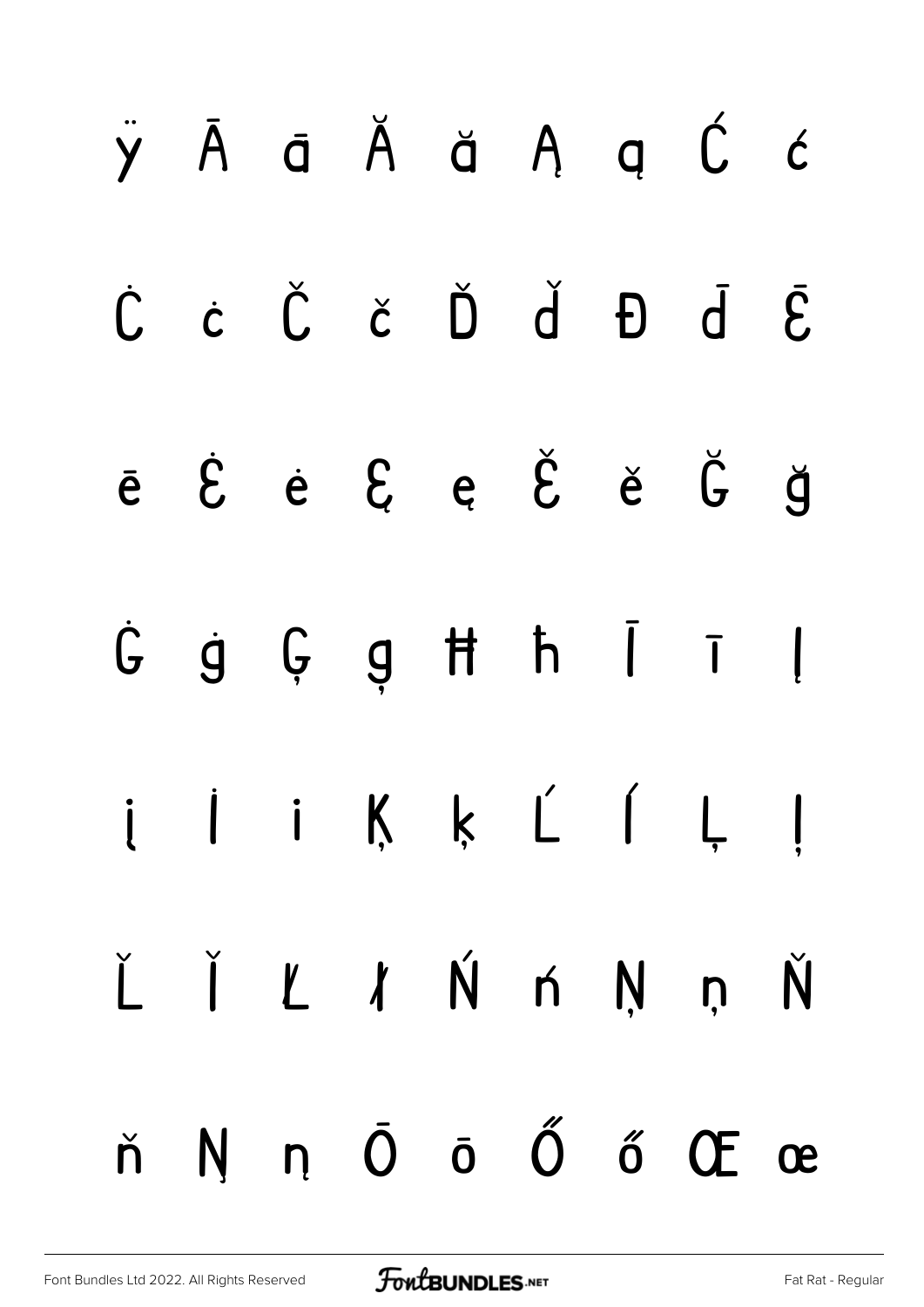ÿ Ā ā Ă ă Ą ą Ć ć

Ċ ċ Č č Ď ď Đ đ Ē

ē Ė ė Ę ę Ě ě Ğ ğ

Ġ ġ Ģ ģ Ħ ħ Ī ī Į

į İ i Ķ ķ Ĺ ĺ Ļ ļ

Ľ ľ Ł ł Ń ń Ņ ņ Ň

ň Ŋ ŋ Ō ō Ő ő Œ œ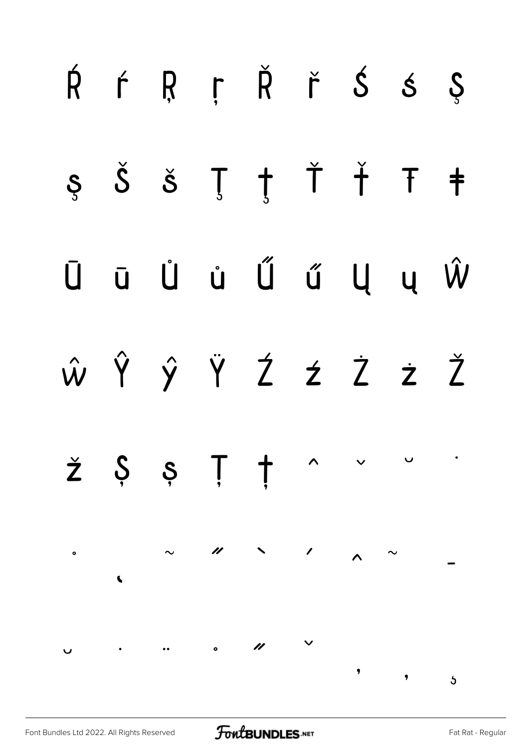Ŕ ŕ Ŗ ŗ Ř ř Ś ś Ş

ş Š š Ţ ţ Ť ť Ŧ ŧ

Ū ū Ů ů Ű ű Ų ų Ŵ

ŵ Ŷ ŷ Ÿ Ź ź Ż ż Ž

ž Ș ș Ț ț ˆ ˇ ˘ ˙

˚ ˛ ˜ ˝ ̀ ́ ̂ ̃ ̄

̆ ̇ ̈ ̊ ̋ ̌ ̒ ̦ ̧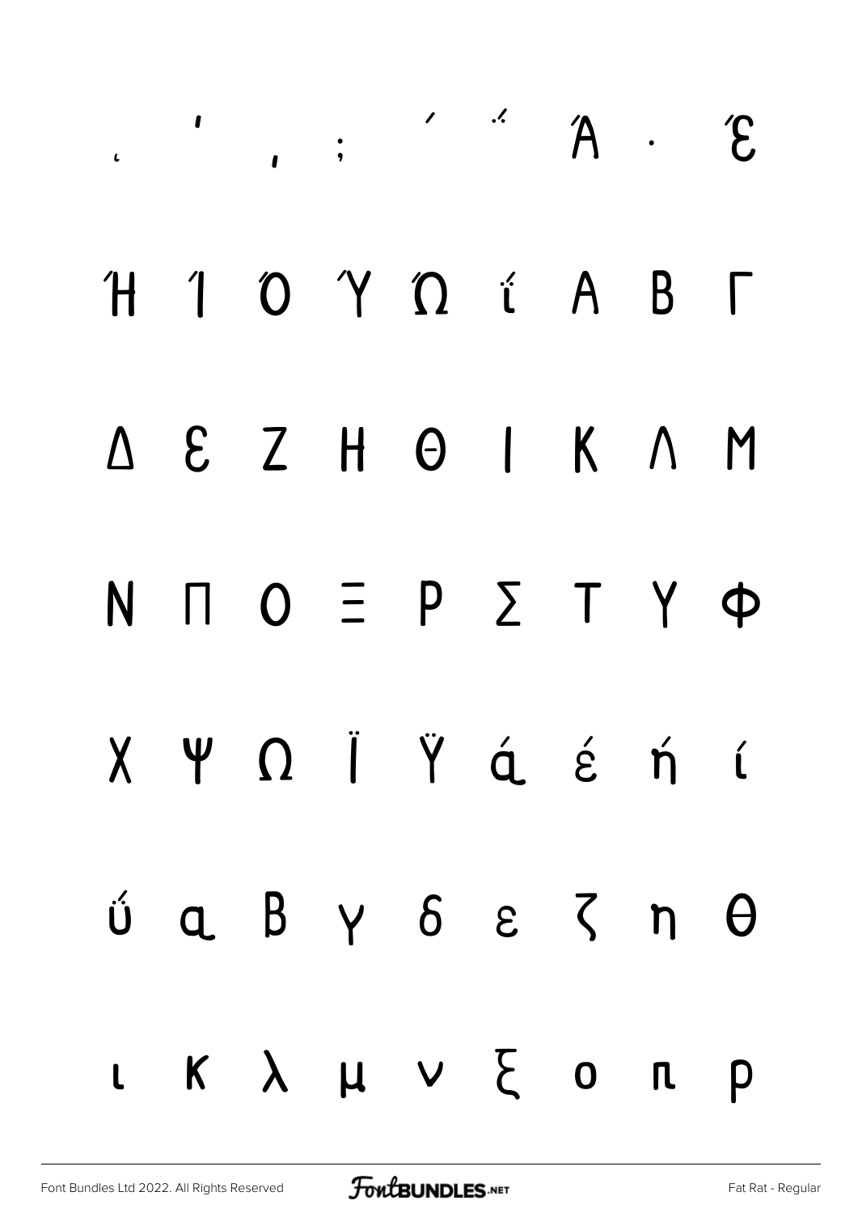͵ ʹ ͺ ; ΄ ΅ Ά · Έ

Ή Ί Ό Ύ Ώ ΐ Α Β Γ

Δ Ε Ζ Η Θ Ι Κ Λ Μ

Ν Π Ο Ξ Ρ Σ Τ Υ Φ

Χ Ψ Ω Ϊ Ϋ ά έ ή ί

ΰ α β γ δ ε ζ η θ

ι κ λ μ ν ξ ο π ρ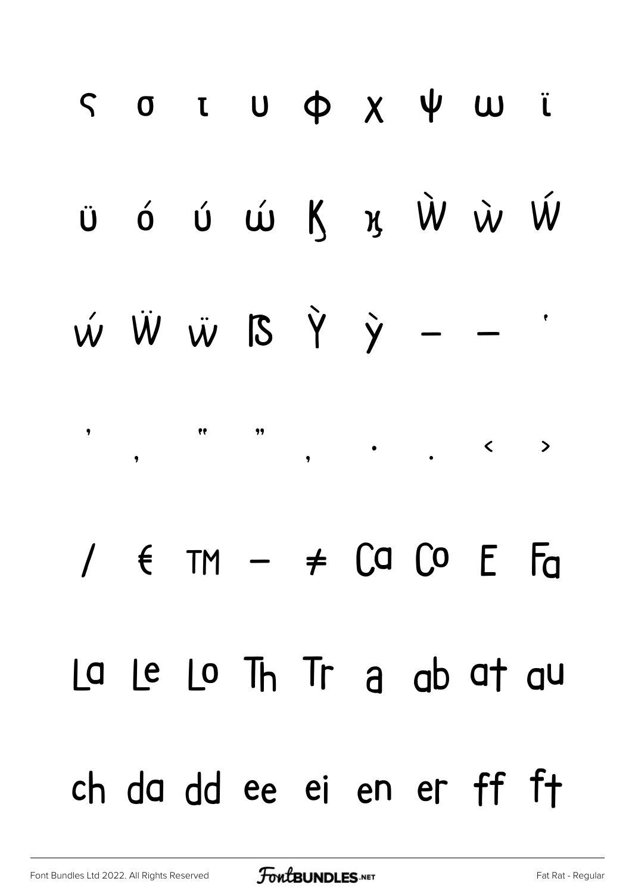ς σ ι υ φ χ ψ ω ϊ

ϋ ό ύ ώ Ϗ ϗ Ẁ ẁ Ẃ

ẃ Ẅ ẅ ẞ Ỳ ỳ – — '

' ‚ " " „ · · ‹ ›

/ € ™ − ≠ Ca Co E Fa

La Le Lo Th Tr a ab at au

ch da dd ee ei en er ff ft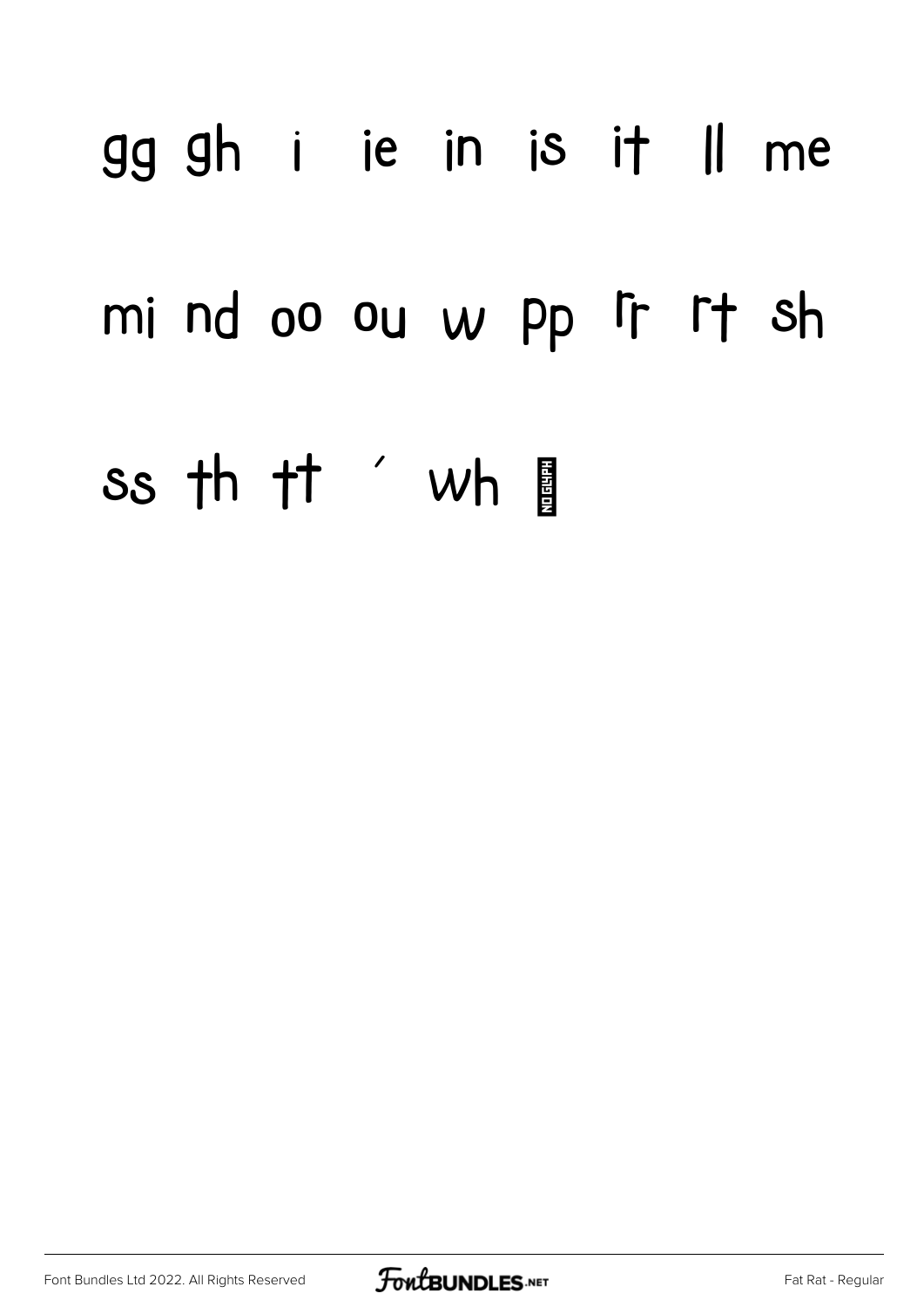gg gh i ie in is it ll me

mi nd oo ou w pp rr rt sh

ss th tt ´ wh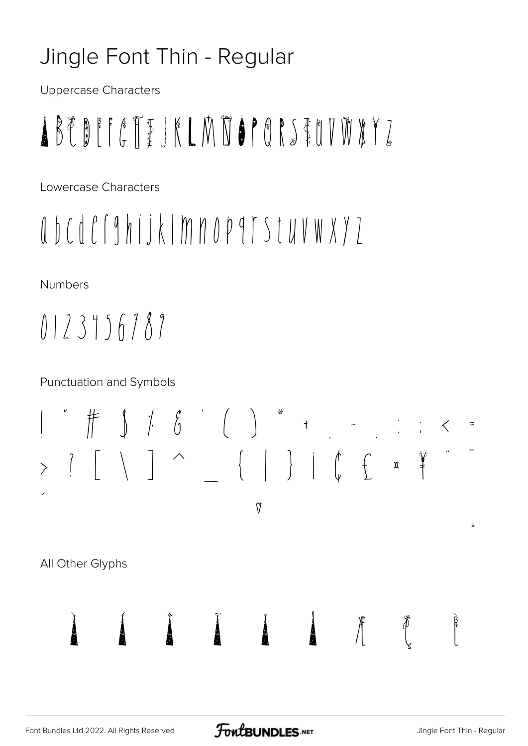# Jingle Font Thin - Regular

Uppercase Characters

A B C D E F G H I J K L M N O P Q R S T U V W X Y Z

Lowercase Characters

a b c d e f g h i j k l m n o p q r s t u v w x y z

Numbers

0 1 2 3 4 5 6 7 8 9

Punctuation and Symbols

! " # $ % & ' ( ) * + , - . : ; < =
> ? [ \ ] ^ _ { | } ¡ ¢ £ ¤ ¥ ¨ ¯
´
♡

All Other Glyphs

À Á Â Ã Ä Å Æ Ç È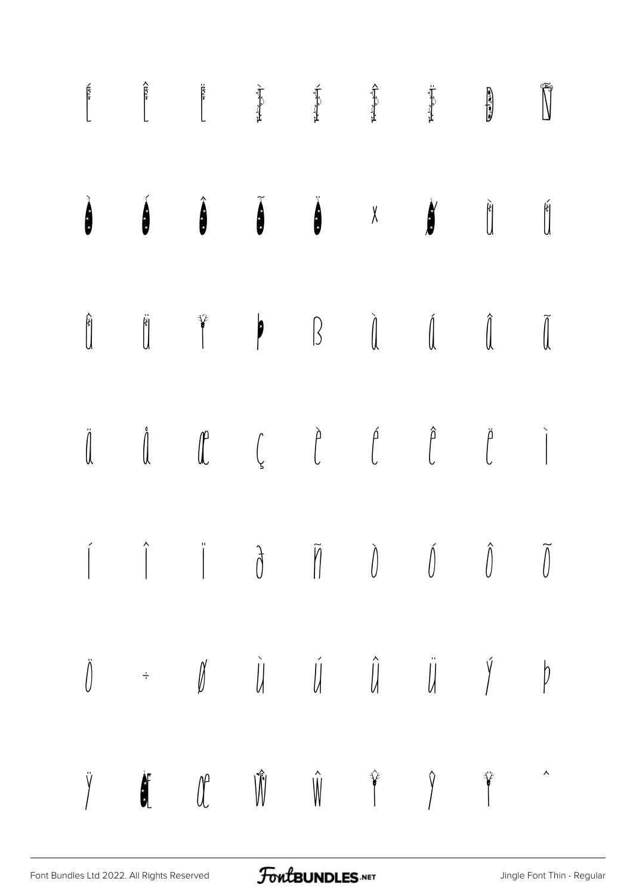Í Î Ï Ì Í Î Ï Ð Ñ

Ò Ó Ô Õ Ö × Ø Ù Ú

Û Ü Ý Þ ß à á â ã

ä å æ ç è é ê ë ì

í î ï ð ñ ò ó ô õ

ö ÷ ø ù ú û ü ý þ

ÿ Œ œ Ŵ ŵ Ŷ ŷ Ÿ ˆ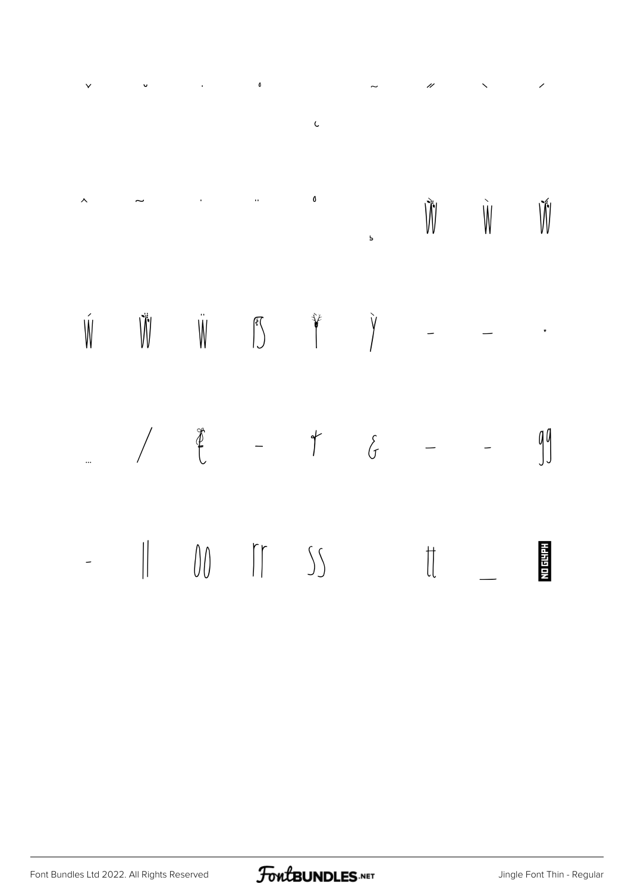ˇ ˘ ˙ ˚ ˛ ˜ ˝ ˋ ˊ

^ ~ · ¨ ˚ ¸ Ẁ Ẁ Ẃ

Ẃ Ẅ Ẅ ß ỳ Ỳ – — ⋆

… / £ - † & – - gg

- ll 00 rr ss tt _ NO GLYPH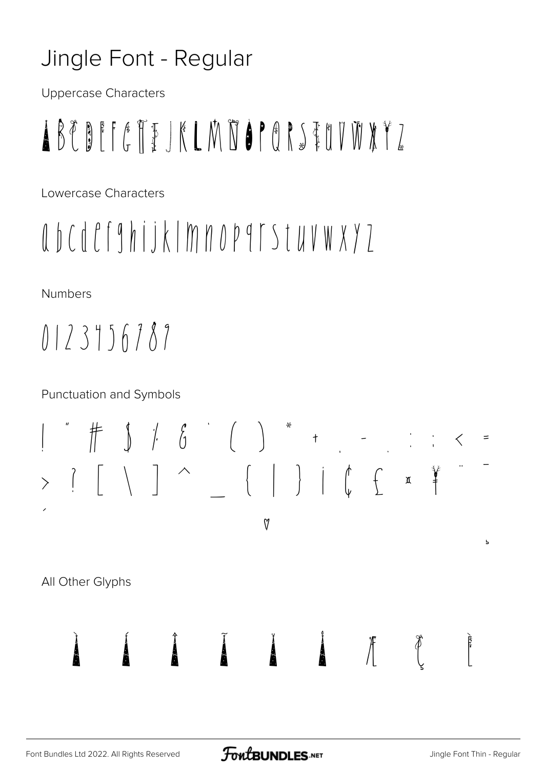# Jingle Font - Regular

Uppercase Characters

A B C D E F G H I J K L M N O P Q R S T U V W X Y Z

Lowercase Characters

a b c d e f g h i j k l m n o p q r s t u v w x y z

Numbers

0 1 2 3 4 5 6 7 8 9

Punctuation and Symbols

! " # $ % & ' ( ) * + , - . : ; < =
> ? [ \ ] ^ _ { | } ¡ ¢ £ ¤ ¥ ¨ ¯
´
♡

All Other Glyphs

À Á Â Ã Ä Å Æ Ç È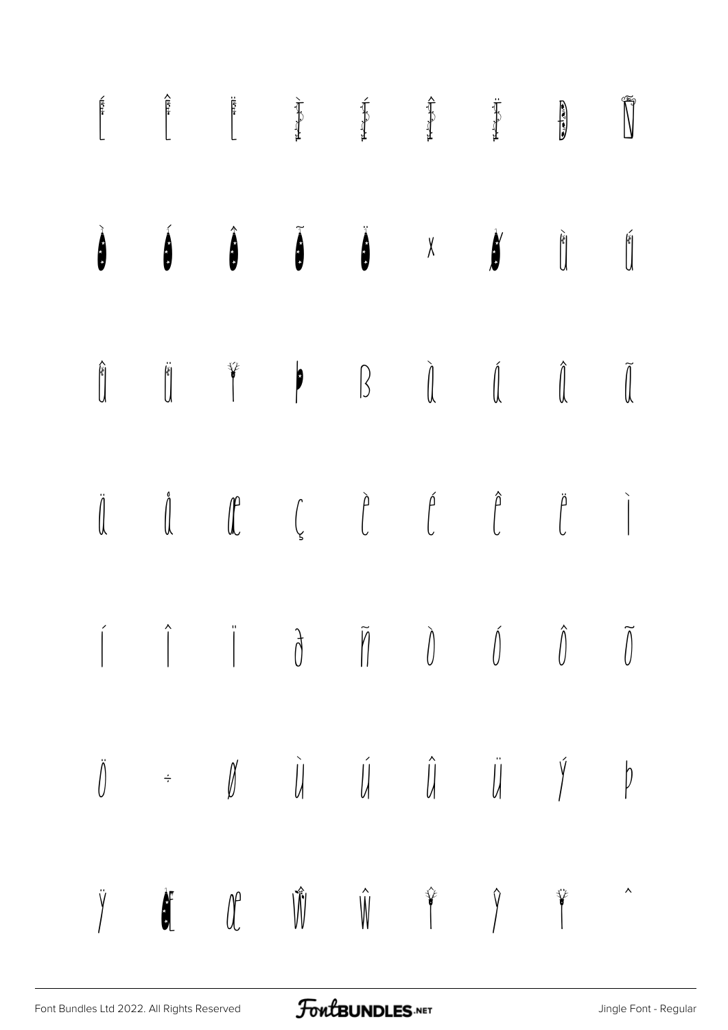Ì Í Î Ï Ð Ñ Ò Ó Ô

Õ Ö × Ø Ù Ú Û Ü Ý

Þ ß à á â ã ä å æ

ç è é ê ë ì í î ï

ð ñ ò ó ô õ ö ÷ ø

ù ú û ü ý þ ÿ Œ œ

Ŵ ŵ Ŷ ŷ Ÿ ˆ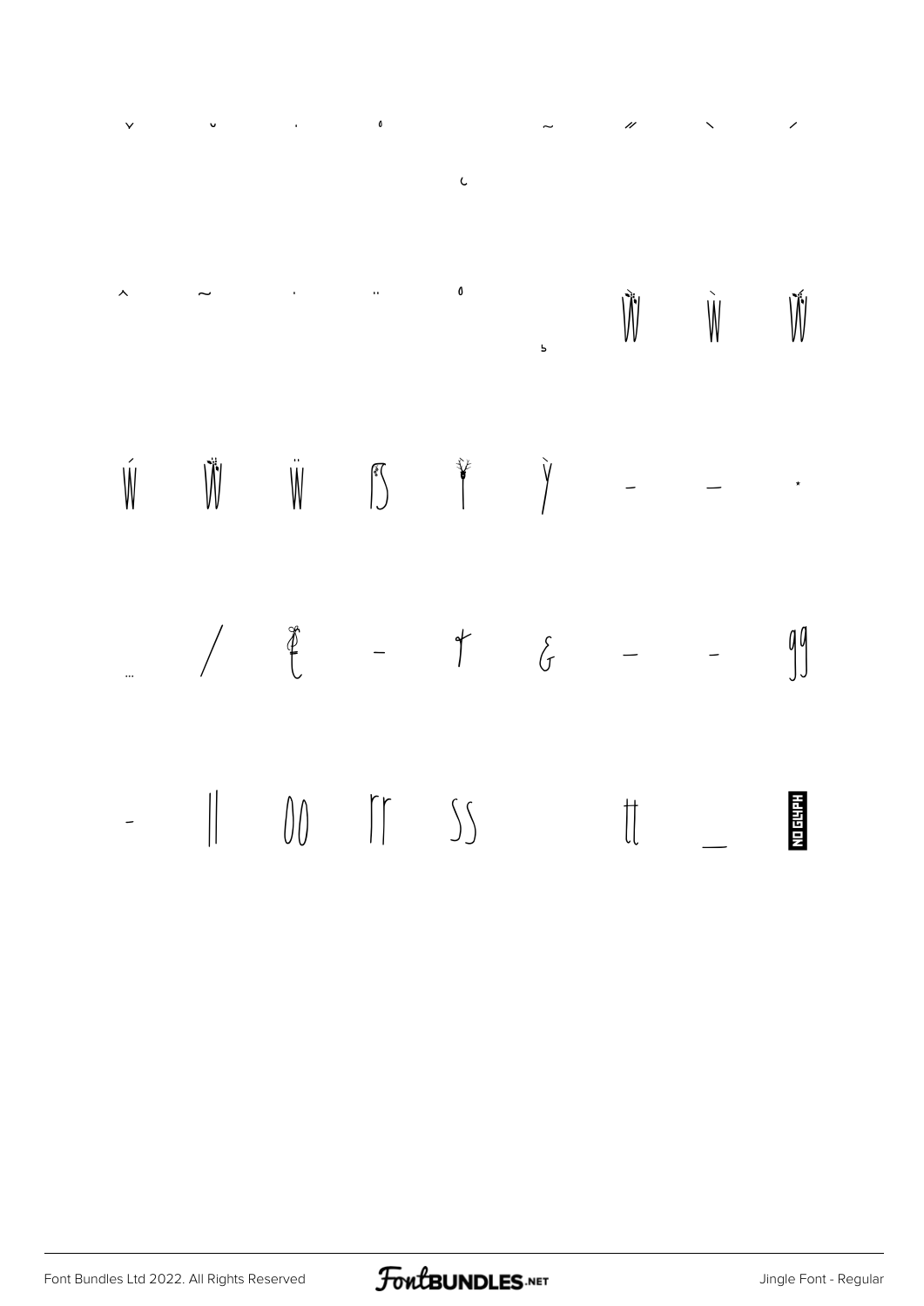ˇ ˘ ˙ ˚ ˛ ˜ ˝ ˋ ˊ

ˆ ˜ · ¨ ˚ ¸ Ẁ Ẁ Ẃ

Ẃ Ẅ Ẅ ſ Ỳ Ỳ – — •

… / ℓ - ť ɞ — - gg

- ll 00 rr ss tt _ NO GLYPH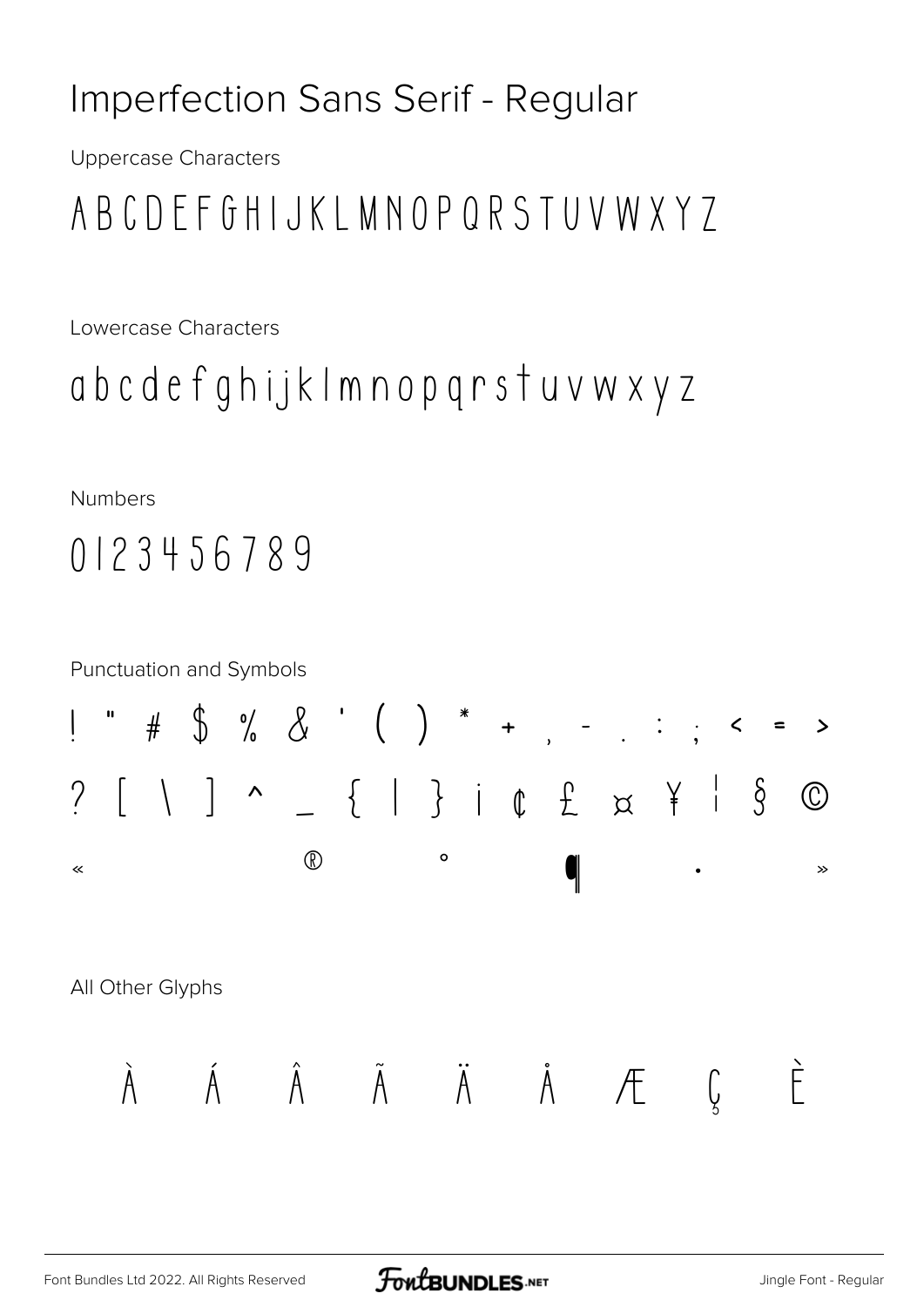# Imperfection Sans Serif - Regular

Uppercase Characters

A B C D E F G H I J K L M N O P Q R S T U V W X Y Z

Lowercase Characters

a b c d e f g h i j k l m n o p q r s t u v w x y z

Numbers

0 1 2 3 4 5 6 7 8 9

Punctuation and Symbols

! " # $ % & ' ( ) * + , - . : ; < = >

? [ \ ] ^ _ { | } ¡ ¢ £ ¤ ¥ ¦ § ©

« ® ° ¶ · »

All Other Glyphs

À Á Â Ã Ä Å Æ Ç È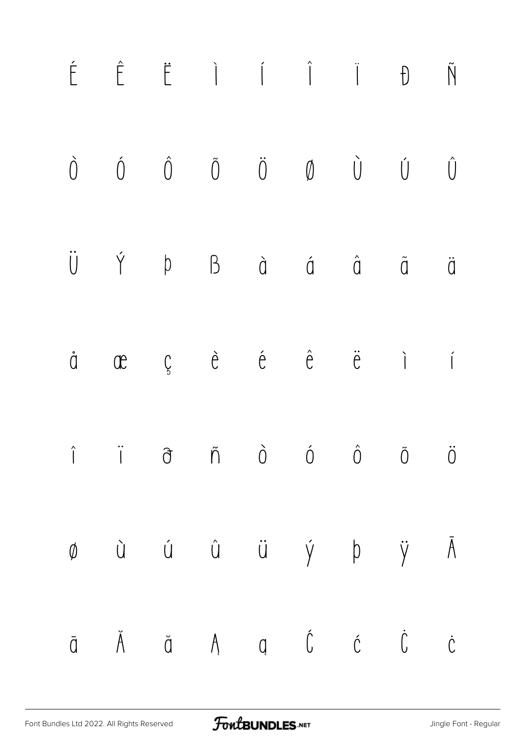É Ê Ë Ì Í Î Ï Đ Ñ

Ò Ó Ô Õ Ö Ø Ù Ú Û

Ü Ý Þ ß à á â ã ä

å æ ç è é ê ë ì í

î ï ð ñ ò ó ô õ ö

ø ù ú û ü ý þ ÿ Ā

ā Ă ă Ą ą Ć ć Ċ ċ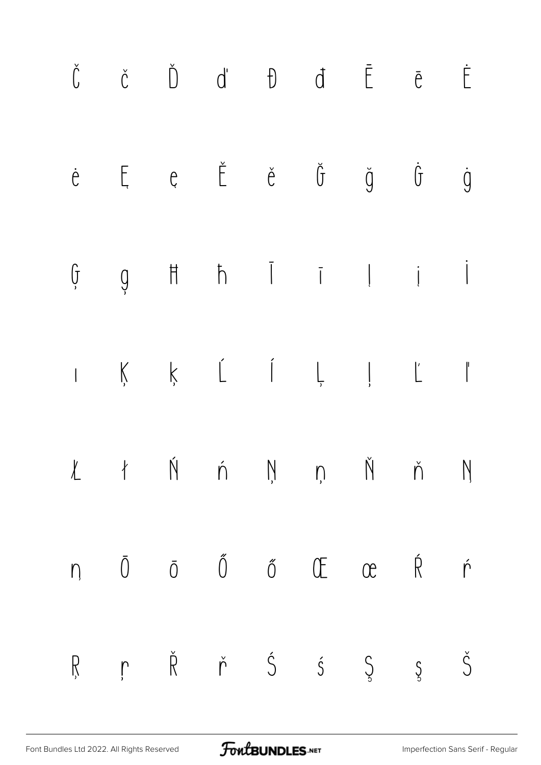Č č Ď ď Đ đ Ē ē Ė

ė Ę ę Ě ě Ğ ğ Ġ ġ

Ģ ģ Ħ ħ Ī ī Į į İ

ı Ķ ķ Ĺ ĺ Ļ ļ Ľ ľ

Ł ł Ń ń Ņ ņ Ň ň Ŋ

ŋ Ō ō Ő ő Œ œ Ŕ ŕ

Ŗ ŗ Ř ř Ś ś Ş ş Š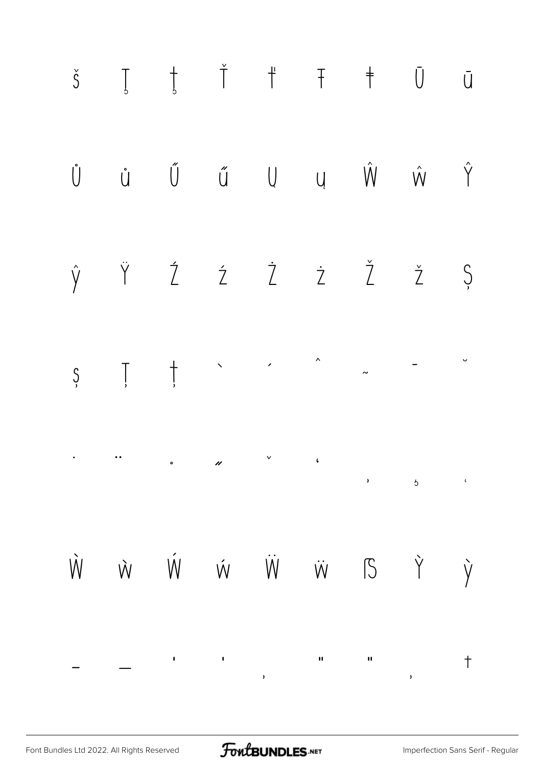š Ţ ţ Ť ť Ŧ ŧ Ū ū

Ů ů Ű ű Ų ų Ŵ ŵ Ŷ

ŷ Ÿ Ź ź Ż ż Ž ž Ș

ș Ț ț ˋ ˊ ˆ ˜ ˉ ˘

˙ ¨ ˚ ˝ ˇ ʻ ʼ ˛ ʽ

Ẁ ẁ Ẃ ẃ Ẅ ẅ ẞ Ỳ ỳ

– — ' ' ‚ " " „ †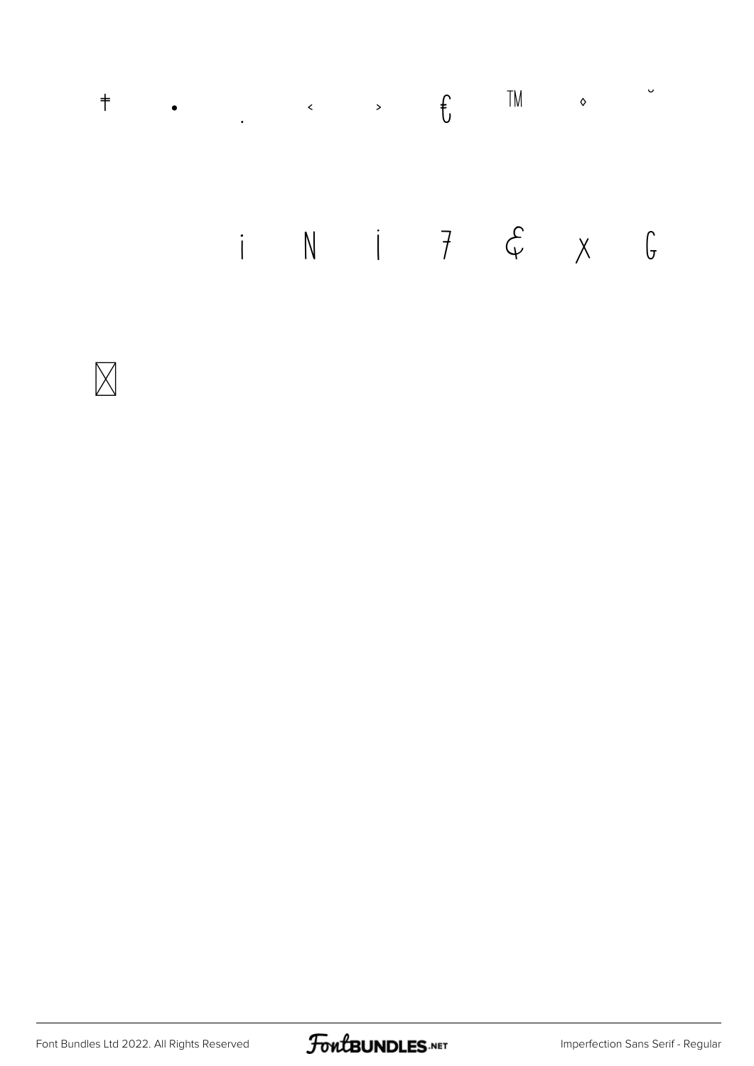‡ • . ‹ › € ™ ◊ ˘

ı Ŋ ȷ ⁊ ₠ χ Ꞡ

⌧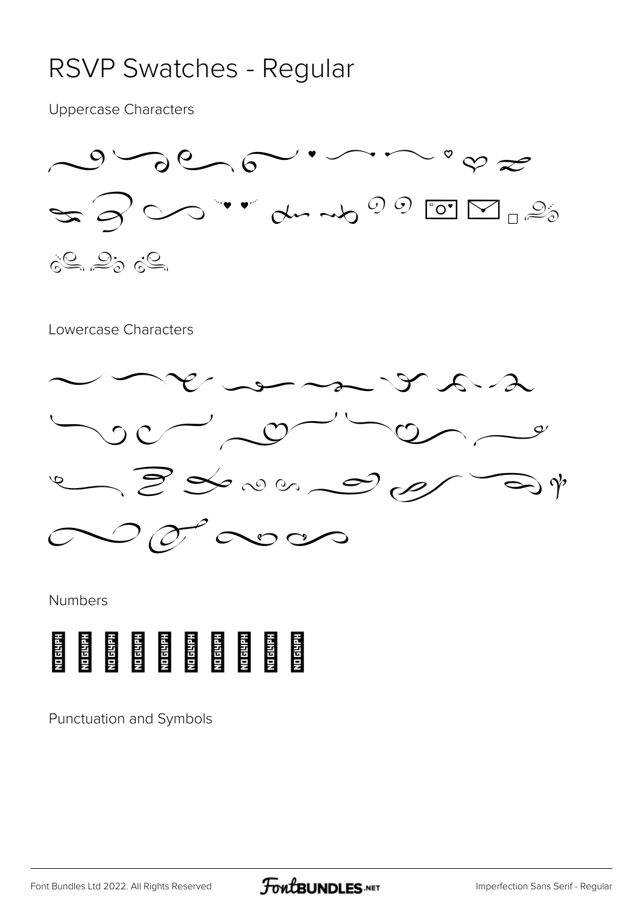# RSVP Swatches - Regular

Uppercase Characters

Lowercase Characters

Numbers

Punctuation and Symbols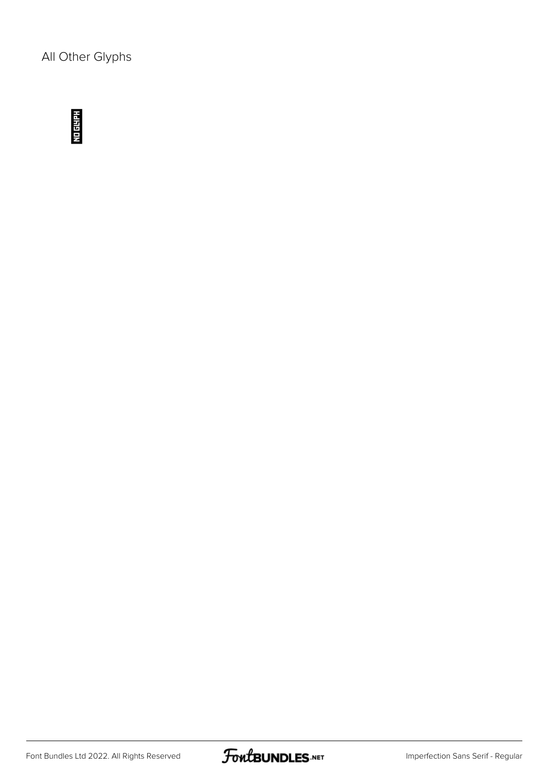All Other Glyphs

NO GLYPH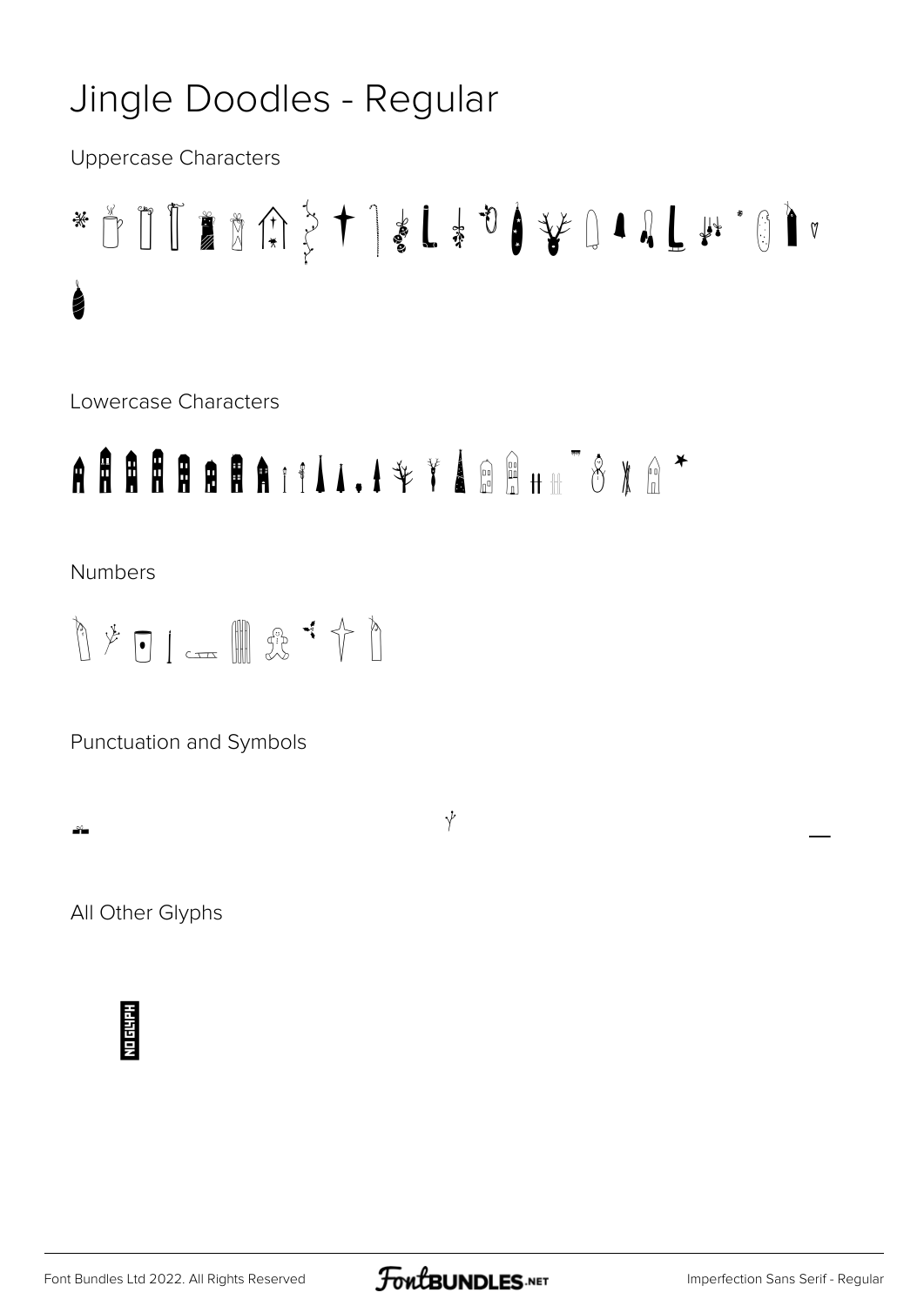# Jingle Doodles - Regular

Uppercase Characters

Lowercase Characters

Numbers

Punctuation and Symbols

All Other Glyphs